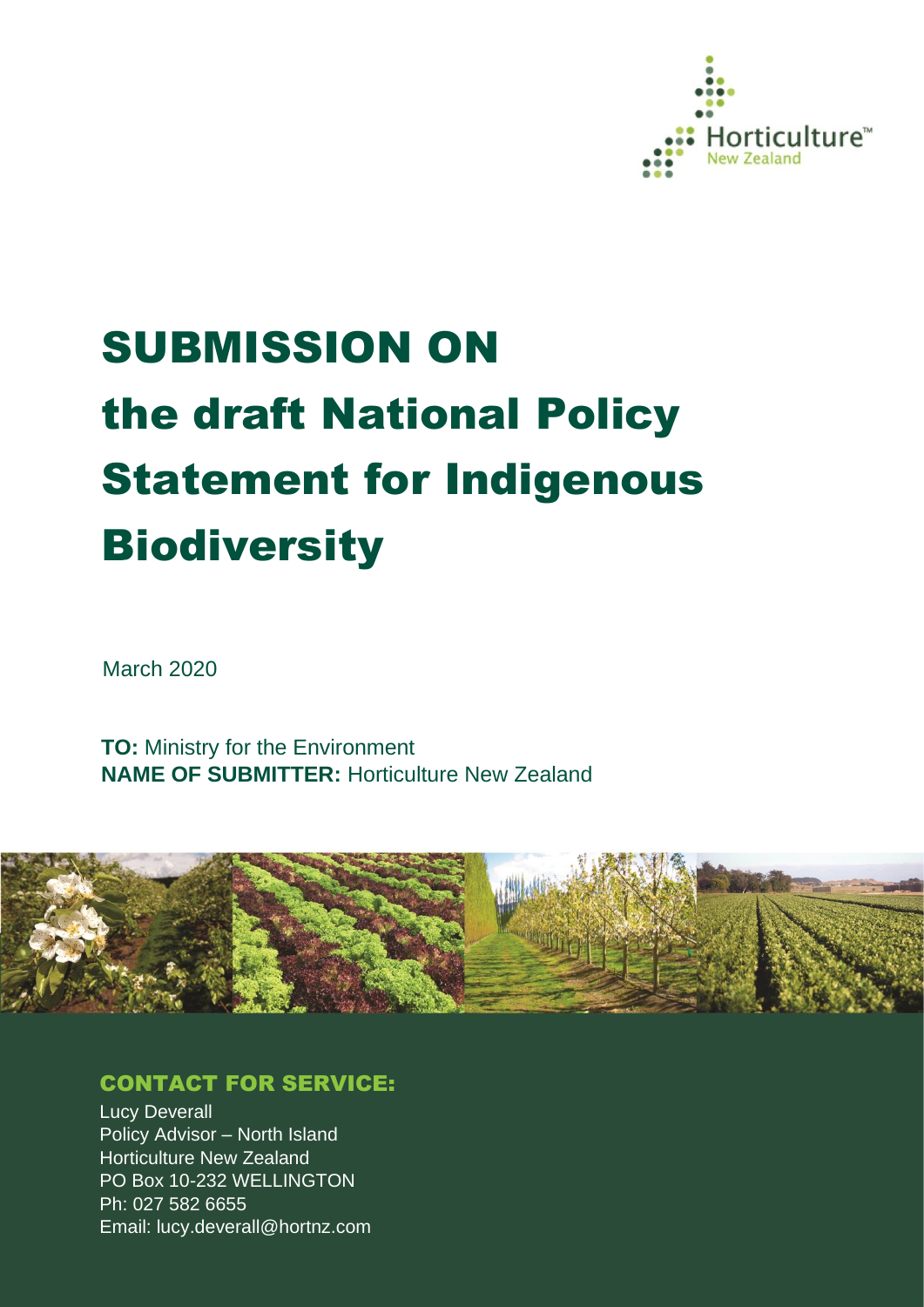Horticulture™ New Zealand

# SUBMISSION ON the draft National Policy Statement for Indigenous Biodiversity

March 2020

**TO:** Ministry for the Environment
**NAME OF SUBMITTER:** Horticulture New Zealand

## CONTACT FOR SERVICE:

Lucy Deverall
Policy Advisor – North Island
Horticulture New Zealand
PO Box 10-232 WELLINGTON
Ph: 027 582 6655
Email: lucy.deverall@hortnz.com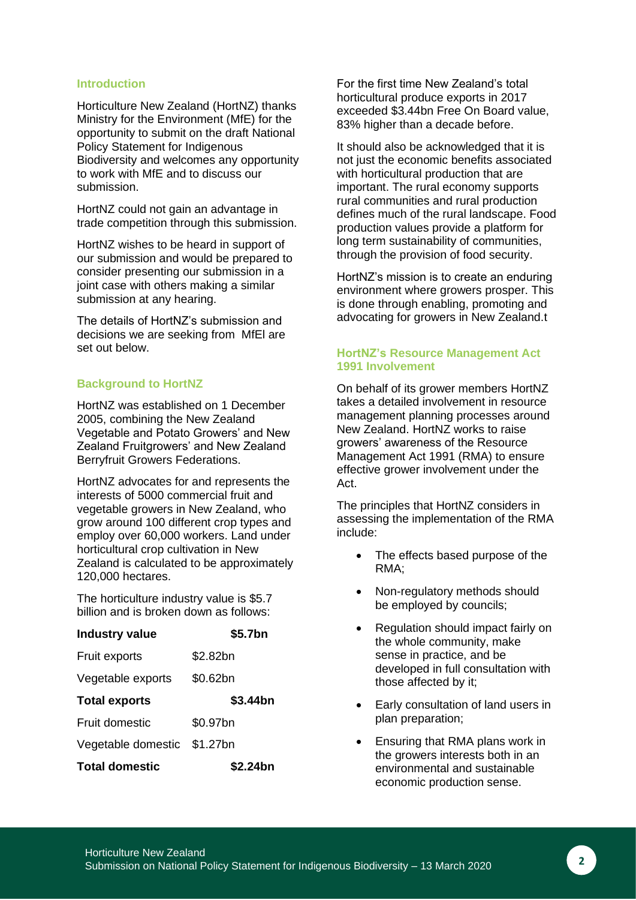## Introduction

Horticulture New Zealand (HortNZ) thanks Ministry for the Environment (MfE) for the opportunity to submit on the draft National Policy Statement for Indigenous Biodiversity and welcomes any opportunity to work with MfE and to discuss our submission.

HortNZ could not gain an advantage in trade competition through this submission.

HortNZ wishes to be heard in support of our submission and would be prepared to consider presenting our submission in a joint case with others making a similar submission at any hearing.

The details of HortNZ's submission and decisions we are seeking from MfEl are set out below.

## Background to HortNZ

HortNZ was established on 1 December 2005, combining the New Zealand Vegetable and Potato Growers' and New Zealand Fruitgrowers' and New Zealand Berryfruit Growers Federations.

HortNZ advocates for and represents the interests of 5000 commercial fruit and vegetable growers in New Zealand, who grow around 100 different crop types and employ over 60,000 workers. Land under horticultural crop cultivation in New Zealand is calculated to be approximately 120,000 hectares.

The horticulture industry value is $5.7 billion and is broken down as follows:

| **Industry value** | **$5.7bn** |
|---|---|
| Fruit exports | $2.82bn |
| Vegetable exports | $0.62bn |
| **Total exports** | **$3.44bn** |
| Fruit domestic | $0.97bn |
| Vegetable domestic | $1.27bn |
| **Total domestic** | **$2.24bn** |

For the first time New Zealand's total horticultural produce exports in 2017 exceeded $3.44bn Free On Board value, 83% higher than a decade before.

It should also be acknowledged that it is not just the economic benefits associated with horticultural production that are important. The rural economy supports rural communities and rural production defines much of the rural landscape. Food production values provide a platform for long term sustainability of communities, through the provision of food security.

HortNZ's mission is to create an enduring environment where growers prosper. This is done through enabling, promoting and advocating for growers in New Zealand.t

## HortNZ's Resource Management Act 1991 Involvement

On behalf of its grower members HortNZ takes a detailed involvement in resource management planning processes around New Zealand. HortNZ works to raise growers' awareness of the Resource Management Act 1991 (RMA) to ensure effective grower involvement under the Act.

The principles that HortNZ considers in assessing the implementation of the RMA include:

- The effects based purpose of the RMA;
- Non-regulatory methods should be employed by councils;
- Regulation should impact fairly on the whole community, make sense in practice, and be developed in full consultation with those affected by it;
- Early consultation of land users in plan preparation;
- Ensuring that RMA plans work in the growers interests both in an environmental and sustainable economic production sense.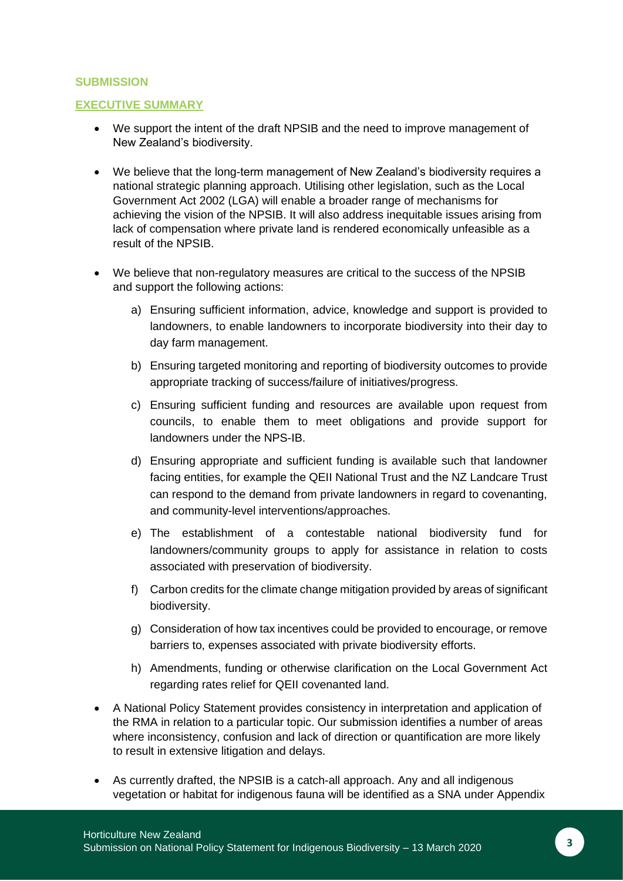## SUBMISSION

### EXECUTIVE SUMMARY

- We support the intent of the draft NPSIB and the need to improve management of New Zealand's biodiversity.

- We believe that the long-term management of New Zealand's biodiversity requires a national strategic planning approach. Utilising other legislation, such as the Local Government Act 2002 (LGA) will enable a broader range of mechanisms for achieving the vision of the NPSIB. It will also address inequitable issues arising from lack of compensation where private land is rendered economically unfeasible as a result of the NPSIB.

- We believe that non-regulatory measures are critical to the success of the NPSIB and support the following actions:

  a) Ensuring sufficient information, advice, knowledge and support is provided to landowners, to enable landowners to incorporate biodiversity into their day to day farm management.

  b) Ensuring targeted monitoring and reporting of biodiversity outcomes to provide appropriate tracking of success/failure of initiatives/progress.

  c) Ensuring sufficient funding and resources are available upon request from councils, to enable them to meet obligations and provide support for landowners under the NPS-IB.

  d) Ensuring appropriate and sufficient funding is available such that landowner facing entities, for example the QEII National Trust and the NZ Landcare Trust can respond to the demand from private landowners in regard to covenanting, and community-level interventions/approaches.

  e) The establishment of a contestable national biodiversity fund for landowners/community groups to apply for assistance in relation to costs associated with preservation of biodiversity.

  f) Carbon credits for the climate change mitigation provided by areas of significant biodiversity.

  g) Consideration of how tax incentives could be provided to encourage, or remove barriers to, expenses associated with private biodiversity efforts.

  h) Amendments, funding or otherwise clarification on the Local Government Act regarding rates relief for QEII covenanted land.

- A National Policy Statement provides consistency in interpretation and application of the RMA in relation to a particular topic. Our submission identifies a number of areas where inconsistency, confusion and lack of direction or quantification are more likely to result in extensive litigation and delays.

- As currently drafted, the NPSIB is a catch-all approach. Any and all indigenous vegetation or habitat for indigenous fauna will be identified as a SNA under Appendix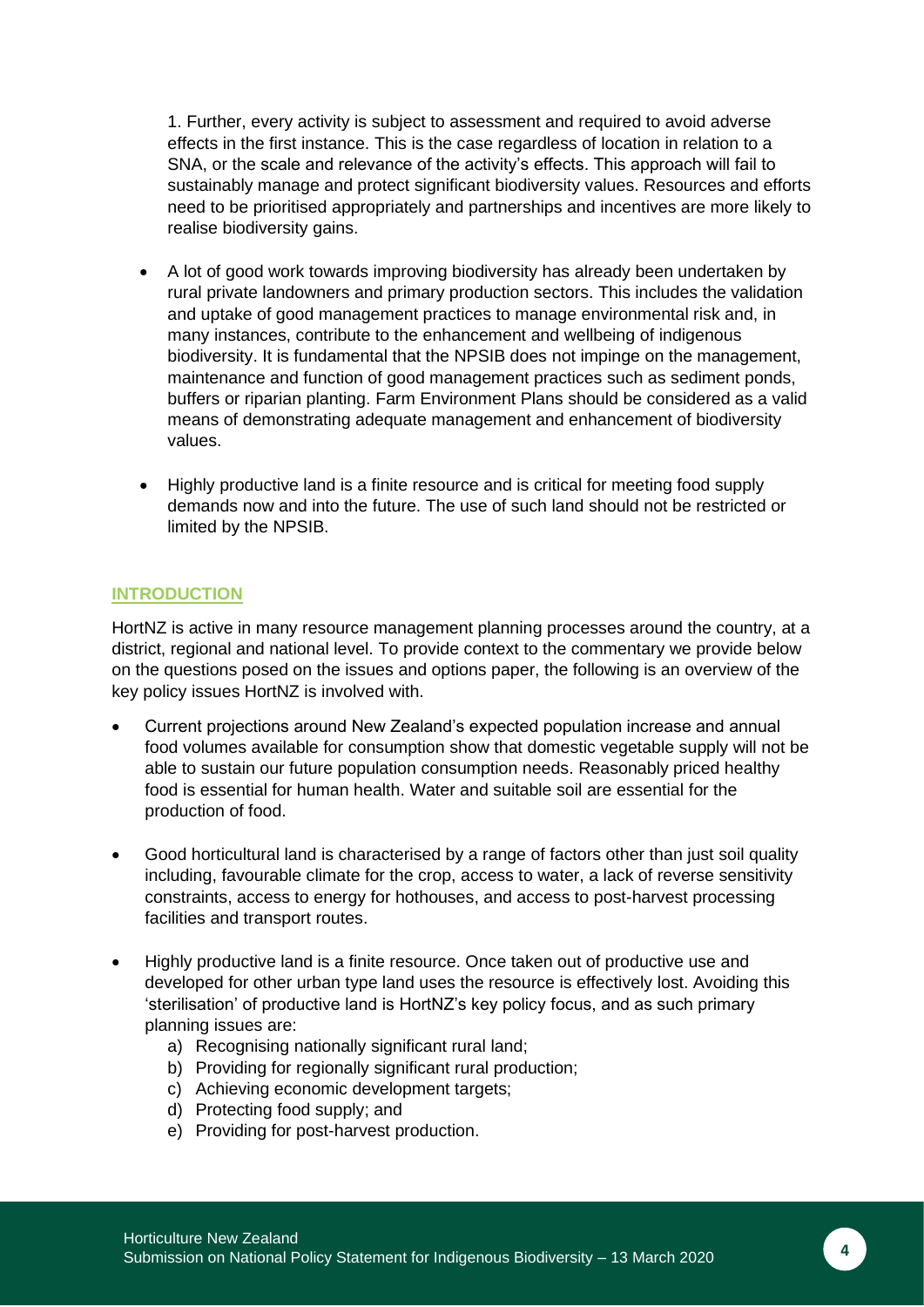1. Further, every activity is subject to assessment and required to avoid adverse effects in the first instance. This is the case regardless of location in relation to a SNA, or the scale and relevance of the activity's effects. This approach will fail to sustainably manage and protect significant biodiversity values. Resources and efforts need to be prioritised appropriately and partnerships and incentives are more likely to realise biodiversity gains.

- A lot of good work towards improving biodiversity has already been undertaken by rural private landowners and primary production sectors. This includes the validation and uptake of good management practices to manage environmental risk and, in many instances, contribute to the enhancement and wellbeing of indigenous biodiversity. It is fundamental that the NPSIB does not impinge on the management, maintenance and function of good management practices such as sediment ponds, buffers or riparian planting. Farm Environment Plans should be considered as a valid means of demonstrating adequate management and enhancement of biodiversity values.

- Highly productive land is a finite resource and is critical for meeting food supply demands now and into the future. The use of such land should not be restricted or limited by the NPSIB.

## INTRODUCTION

HortNZ is active in many resource management planning processes around the country, at a district, regional and national level. To provide context to the commentary we provide below on the questions posed on the issues and options paper, the following is an overview of the key policy issues HortNZ is involved with.

- Current projections around New Zealand's expected population increase and annual food volumes available for consumption show that domestic vegetable supply will not be able to sustain our future population consumption needs. Reasonably priced healthy food is essential for human health. Water and suitable soil are essential for the production of food.

- Good horticultural land is characterised by a range of factors other than just soil quality including, favourable climate for the crop, access to water, a lack of reverse sensitivity constraints, access to energy for hothouses, and access to post-harvest processing facilities and transport routes.

- Highly productive land is a finite resource. Once taken out of productive use and developed for other urban type land uses the resource is effectively lost. Avoiding this 'sterilisation' of productive land is HortNZ's key policy focus, and as such primary planning issues are:
  a) Recognising nationally significant rural land;
  b) Providing for regionally significant rural production;
  c) Achieving economic development targets;
  d) Protecting food supply; and
  e) Providing for post-harvest production.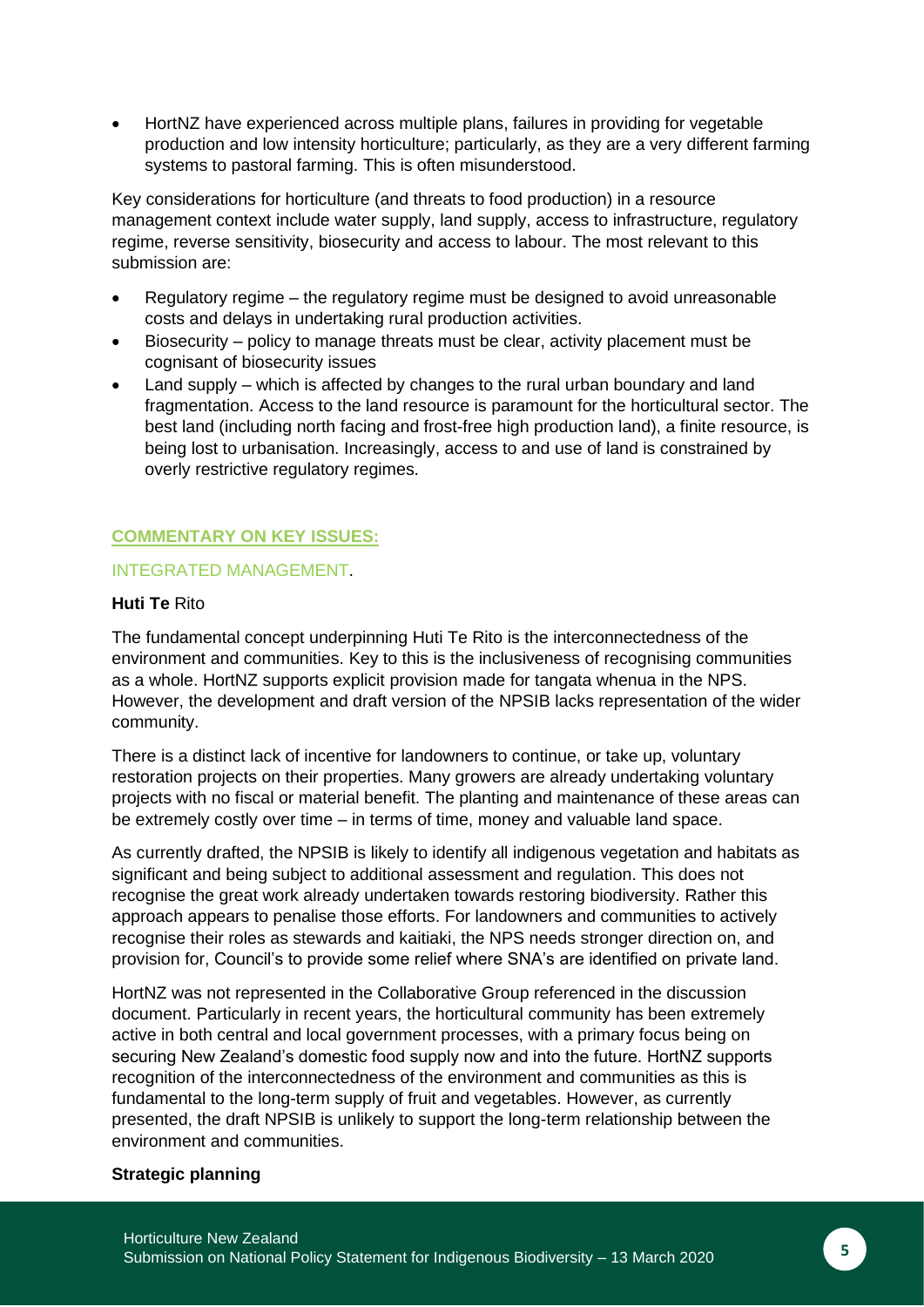- HortNZ have experienced across multiple plans, failures in providing for vegetable production and low intensity horticulture; particularly, as they are a very different farming systems to pastoral farming. This is often misunderstood.

Key considerations for horticulture (and threats to food production) in a resource management context include water supply, land supply, access to infrastructure, regulatory regime, reverse sensitivity, biosecurity and access to labour. The most relevant to this submission are:

- Regulatory regime – the regulatory regime must be designed to avoid unreasonable costs and delays in undertaking rural production activities.
- Biosecurity – policy to manage threats must be clear, activity placement must be cognisant of biosecurity issues
- Land supply – which is affected by changes to the rural urban boundary and land fragmentation. Access to the land resource is paramount for the horticultural sector. The best land (including north facing and frost-free high production land), a finite resource, is being lost to urbanisation. Increasingly, access to and use of land is constrained by overly restrictive regulatory regimes.

## COMMENTARY ON KEY ISSUES:

### INTEGRATED MANAGEMENT.

#### **Huti Te** Rito

The fundamental concept underpinning Huti Te Rito is the interconnectedness of the environment and communities. Key to this is the inclusiveness of recognising communities as a whole. HortNZ supports explicit provision made for tangata whenua in the NPS. However, the development and draft version of the NPSIB lacks representation of the wider community.

There is a distinct lack of incentive for landowners to continue, or take up, voluntary restoration projects on their properties. Many growers are already undertaking voluntary projects with no fiscal or material benefit. The planting and maintenance of these areas can be extremely costly over time – in terms of time, money and valuable land space.

As currently drafted, the NPSIB is likely to identify all indigenous vegetation and habitats as significant and being subject to additional assessment and regulation. This does not recognise the great work already undertaken towards restoring biodiversity. Rather this approach appears to penalise those efforts. For landowners and communities to actively recognise their roles as stewards and kaitiaki, the NPS needs stronger direction on, and provision for, Council's to provide some relief where SNA's are identified on private land.

HortNZ was not represented in the Collaborative Group referenced in the discussion document. Particularly in recent years, the horticultural community has been extremely active in both central and local government processes, with a primary focus being on securing New Zealand's domestic food supply now and into the future. HortNZ supports recognition of the interconnectedness of the environment and communities as this is fundamental to the long-term supply of fruit and vegetables. However, as currently presented, the draft NPSIB is unlikely to support the long-term relationship between the environment and communities.

#### **Strategic planning**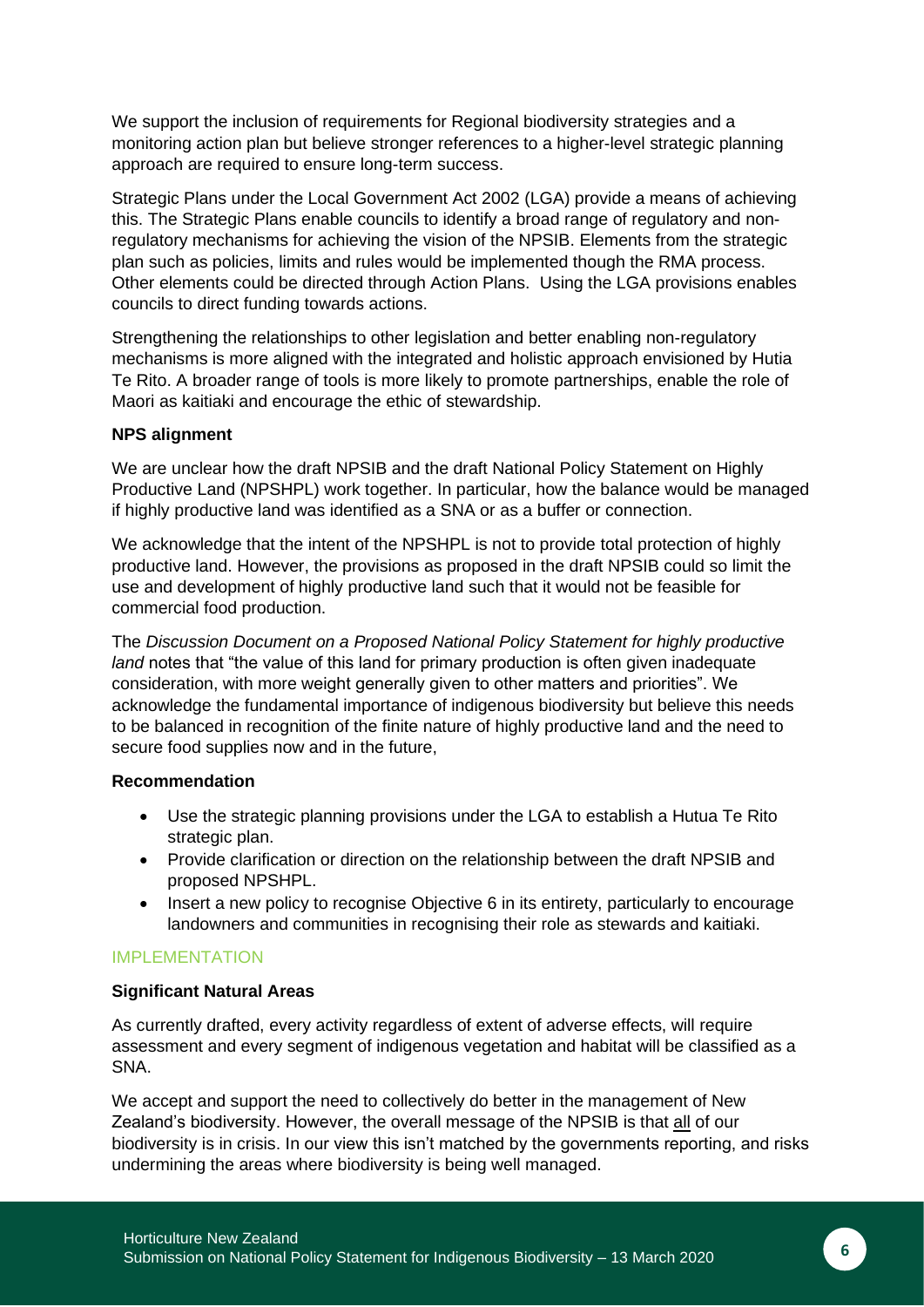We support the inclusion of requirements for Regional biodiversity strategies and a monitoring action plan but believe stronger references to a higher-level strategic planning approach are required to ensure long-term success.

Strategic Plans under the Local Government Act 2002 (LGA) provide a means of achieving this. The Strategic Plans enable councils to identify a broad range of regulatory and non-regulatory mechanisms for achieving the vision of the NPSIB. Elements from the strategic plan such as policies, limits and rules would be implemented though the RMA process. Other elements could be directed through Action Plans. Using the LGA provisions enables councils to direct funding towards actions.

Strengthening the relationships to other legislation and better enabling non-regulatory mechanisms is more aligned with the integrated and holistic approach envisioned by Hutia Te Rito. A broader range of tools is more likely to promote partnerships, enable the role of Maori as kaitiaki and encourage the ethic of stewardship.

**NPS alignment**

We are unclear how the draft NPSIB and the draft National Policy Statement on Highly Productive Land (NPSHPL) work together. In particular, how the balance would be managed if highly productive land was identified as a SNA or as a buffer or connection.

We acknowledge that the intent of the NPSHPL is not to provide total protection of highly productive land. However, the provisions as proposed in the draft NPSIB could so limit the use and development of highly productive land such that it would not be feasible for commercial food production.

The *Discussion Document on a Proposed National Policy Statement for highly productive land* notes that "the value of this land for primary production is often given inadequate consideration, with more weight generally given to other matters and priorities". We acknowledge the fundamental importance of indigenous biodiversity but believe this needs to be balanced in recognition of the finite nature of highly productive land and the need to secure food supplies now and in the future,

**Recommendation**

- Use the strategic planning provisions under the LGA to establish a Hutua Te Rito strategic plan.
- Provide clarification or direction on the relationship between the draft NPSIB and proposed NPSHPL.
- Insert a new policy to recognise Objective 6 in its entirety, particularly to encourage landowners and communities in recognising their role as stewards and kaitiaki.

## IMPLEMENTATION

**Significant Natural Areas**

As currently drafted, every activity regardless of extent of adverse effects, will require assessment and every segment of indigenous vegetation and habitat will be classified as a SNA.

We accept and support the need to collectively do better in the management of New Zealand's biodiversity. However, the overall message of the NPSIB is that all of our biodiversity is in crisis. In our view this isn't matched by the governments reporting, and risks undermining the areas where biodiversity is being well managed.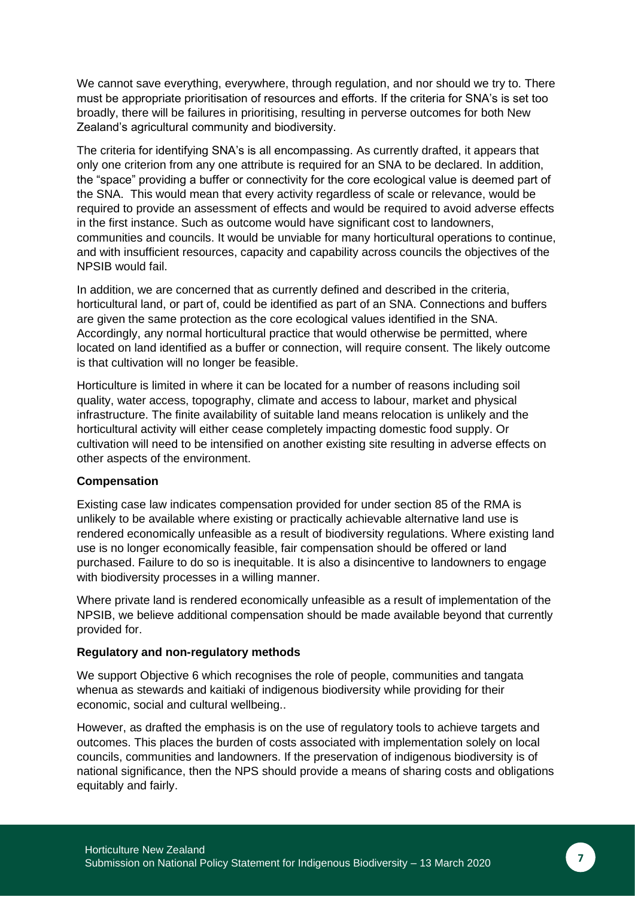We cannot save everything, everywhere, through regulation, and nor should we try to. There must be appropriate prioritisation of resources and efforts. If the criteria for SNA's is set too broadly, there will be failures in prioritising, resulting in perverse outcomes for both New Zealand's agricultural community and biodiversity.

The criteria for identifying SNA's is all encompassing. As currently drafted, it appears that only one criterion from any one attribute is required for an SNA to be declared. In addition, the "space" providing a buffer or connectivity for the core ecological value is deemed part of the SNA. This would mean that every activity regardless of scale or relevance, would be required to provide an assessment of effects and would be required to avoid adverse effects in the first instance. Such as outcome would have significant cost to landowners, communities and councils. It would be unviable for many horticultural operations to continue, and with insufficient resources, capacity and capability across councils the objectives of the NPSIB would fail.

In addition, we are concerned that as currently defined and described in the criteria, horticultural land, or part of, could be identified as part of an SNA. Connections and buffers are given the same protection as the core ecological values identified in the SNA. Accordingly, any normal horticultural practice that would otherwise be permitted, where located on land identified as a buffer or connection, will require consent. The likely outcome is that cultivation will no longer be feasible.

Horticulture is limited in where it can be located for a number of reasons including soil quality, water access, topography, climate and access to labour, market and physical infrastructure. The finite availability of suitable land means relocation is unlikely and the horticultural activity will either cease completely impacting domestic food supply. Or cultivation will need to be intensified on another existing site resulting in adverse effects on other aspects of the environment.

**Compensation**

Existing case law indicates compensation provided for under section 85 of the RMA is unlikely to be available where existing or practically achievable alternative land use is rendered economically unfeasible as a result of biodiversity regulations. Where existing land use is no longer economically feasible, fair compensation should be offered or land purchased. Failure to do so is inequitable. It is also a disincentive to landowners to engage with biodiversity processes in a willing manner.

Where private land is rendered economically unfeasible as a result of implementation of the NPSIB, we believe additional compensation should be made available beyond that currently provided for.

**Regulatory and non-regulatory methods**

We support Objective 6 which recognises the role of people, communities and tangata whenua as stewards and kaitiaki of indigenous biodiversity while providing for their economic, social and cultural wellbeing..

However, as drafted the emphasis is on the use of regulatory tools to achieve targets and outcomes. This places the burden of costs associated with implementation solely on local councils, communities and landowners. If the preservation of indigenous biodiversity is of national significance, then the NPS should provide a means of sharing costs and obligations equitably and fairly.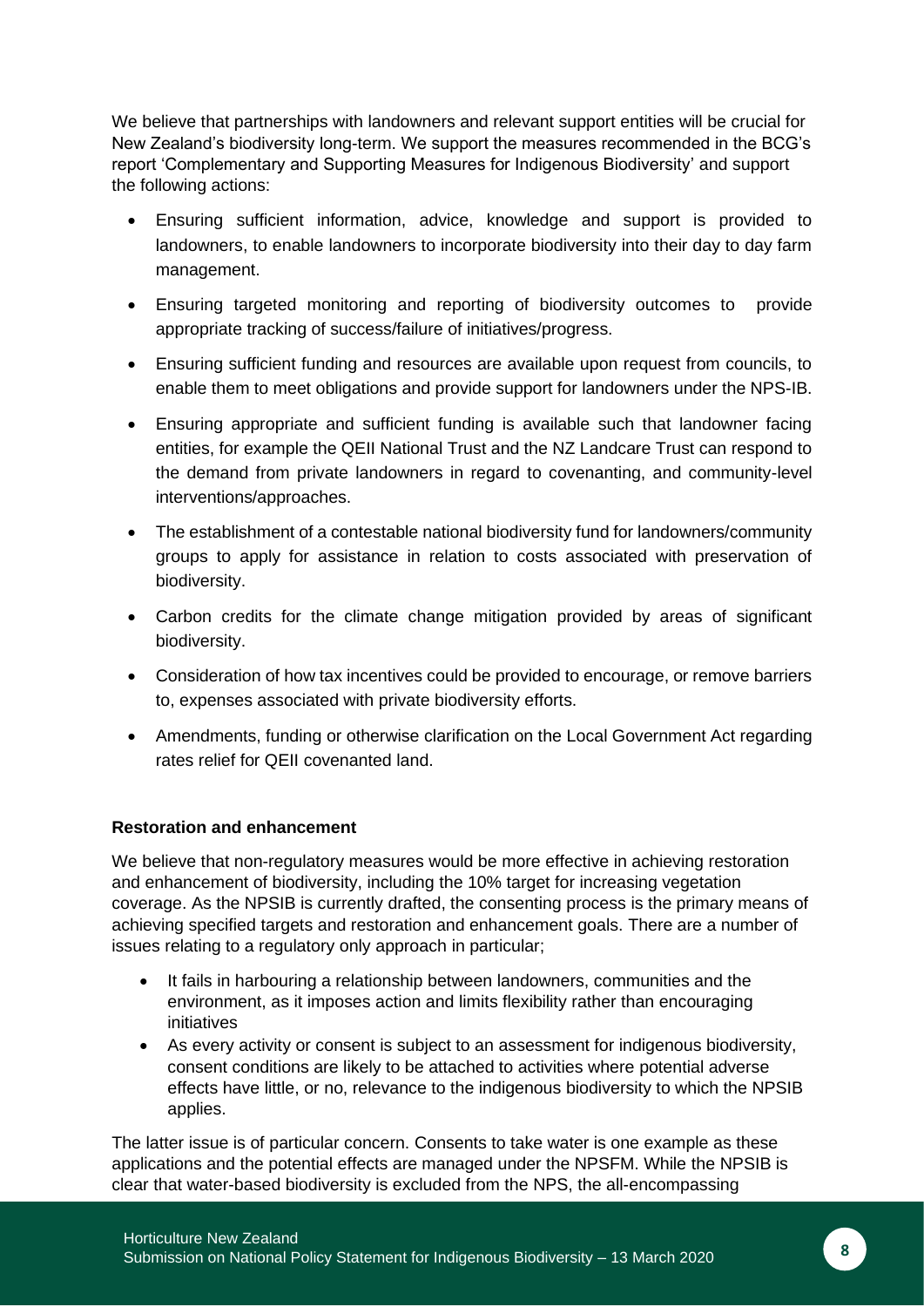We believe that partnerships with landowners and relevant support entities will be crucial for New Zealand's biodiversity long-term. We support the measures recommended in the BCG's report 'Complementary and Supporting Measures for Indigenous Biodiversity' and support the following actions:

- Ensuring sufficient information, advice, knowledge and support is provided to landowners, to enable landowners to incorporate biodiversity into their day to day farm management.
- Ensuring targeted monitoring and reporting of biodiversity outcomes to provide appropriate tracking of success/failure of initiatives/progress.
- Ensuring sufficient funding and resources are available upon request from councils, to enable them to meet obligations and provide support for landowners under the NPS-IB.
- Ensuring appropriate and sufficient funding is available such that landowner facing entities, for example the QEII National Trust and the NZ Landcare Trust can respond to the demand from private landowners in regard to covenanting, and community-level interventions/approaches.
- The establishment of a contestable national biodiversity fund for landowners/community groups to apply for assistance in relation to costs associated with preservation of biodiversity.
- Carbon credits for the climate change mitigation provided by areas of significant biodiversity.
- Consideration of how tax incentives could be provided to encourage, or remove barriers to, expenses associated with private biodiversity efforts.
- Amendments, funding or otherwise clarification on the Local Government Act regarding rates relief for QEII covenanted land.

**Restoration and enhancement**

We believe that non-regulatory measures would be more effective in achieving restoration and enhancement of biodiversity, including the 10% target for increasing vegetation coverage. As the NPSIB is currently drafted, the consenting process is the primary means of achieving specified targets and restoration and enhancement goals. There are a number of issues relating to a regulatory only approach in particular;

- It fails in harbouring a relationship between landowners, communities and the environment, as it imposes action and limits flexibility rather than encouraging initiatives
- As every activity or consent is subject to an assessment for indigenous biodiversity, consent conditions are likely to be attached to activities where potential adverse effects have little, or no, relevance to the indigenous biodiversity to which the NPSIB applies.

The latter issue is of particular concern. Consents to take water is one example as these applications and the potential effects are managed under the NPSFM. While the NPSIB is clear that water-based biodiversity is excluded from the NPS, the all-encompassing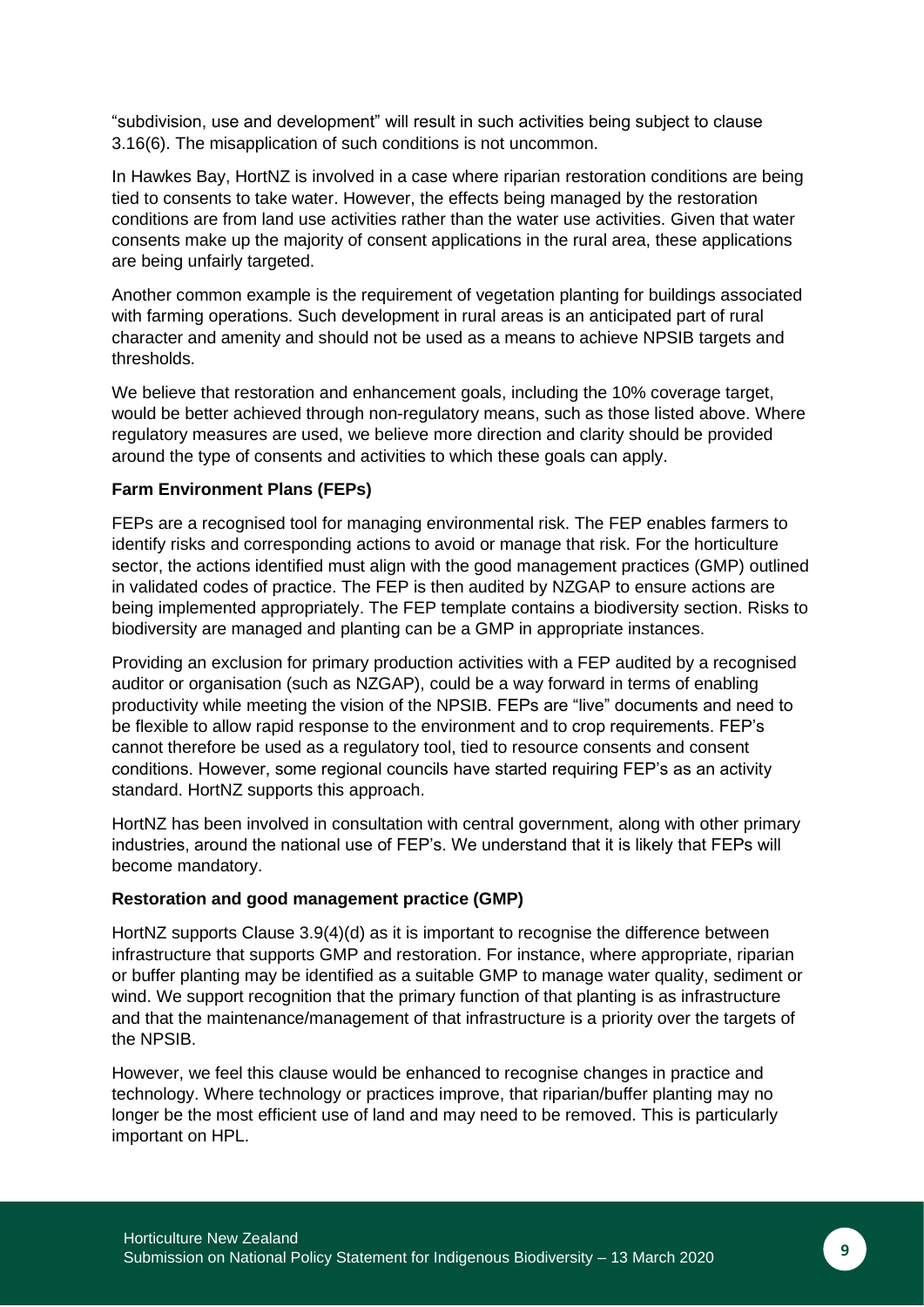"subdivision, use and development" will result in such activities being subject to clause 3.16(6). The misapplication of such conditions is not uncommon.

In Hawkes Bay, HortNZ is involved in a case where riparian restoration conditions are being tied to consents to take water. However, the effects being managed by the restoration conditions are from land use activities rather than the water use activities. Given that water consents make up the majority of consent applications in the rural area, these applications are being unfairly targeted.

Another common example is the requirement of vegetation planting for buildings associated with farming operations. Such development in rural areas is an anticipated part of rural character and amenity and should not be used as a means to achieve NPSIB targets and thresholds.

We believe that restoration and enhancement goals, including the 10% coverage target, would be better achieved through non-regulatory means, such as those listed above. Where regulatory measures are used, we believe more direction and clarity should be provided around the type of consents and activities to which these goals can apply.

**Farm Environment Plans (FEPs)**

FEPs are a recognised tool for managing environmental risk. The FEP enables farmers to identify risks and corresponding actions to avoid or manage that risk. For the horticulture sector, the actions identified must align with the good management practices (GMP) outlined in validated codes of practice. The FEP is then audited by NZGAP to ensure actions are being implemented appropriately. The FEP template contains a biodiversity section. Risks to biodiversity are managed and planting can be a GMP in appropriate instances.

Providing an exclusion for primary production activities with a FEP audited by a recognised auditor or organisation (such as NZGAP), could be a way forward in terms of enabling productivity while meeting the vision of the NPSIB. FEPs are "live" documents and need to be flexible to allow rapid response to the environment and to crop requirements. FEP's cannot therefore be used as a regulatory tool, tied to resource consents and consent conditions. However, some regional councils have started requiring FEP's as an activity standard. HortNZ supports this approach.

HortNZ has been involved in consultation with central government, along with other primary industries, around the national use of FEP's. We understand that it is likely that FEPs will become mandatory.

**Restoration and good management practice (GMP)**

HortNZ supports Clause 3.9(4)(d) as it is important to recognise the difference between infrastructure that supports GMP and restoration. For instance, where appropriate, riparian or buffer planting may be identified as a suitable GMP to manage water quality, sediment or wind. We support recognition that the primary function of that planting is as infrastructure and that the maintenance/management of that infrastructure is a priority over the targets of the NPSIB.

However, we feel this clause would be enhanced to recognise changes in practice and technology. Where technology or practices improve, that riparian/buffer planting may no longer be the most efficient use of land and may need to be removed. This is particularly important on HPL.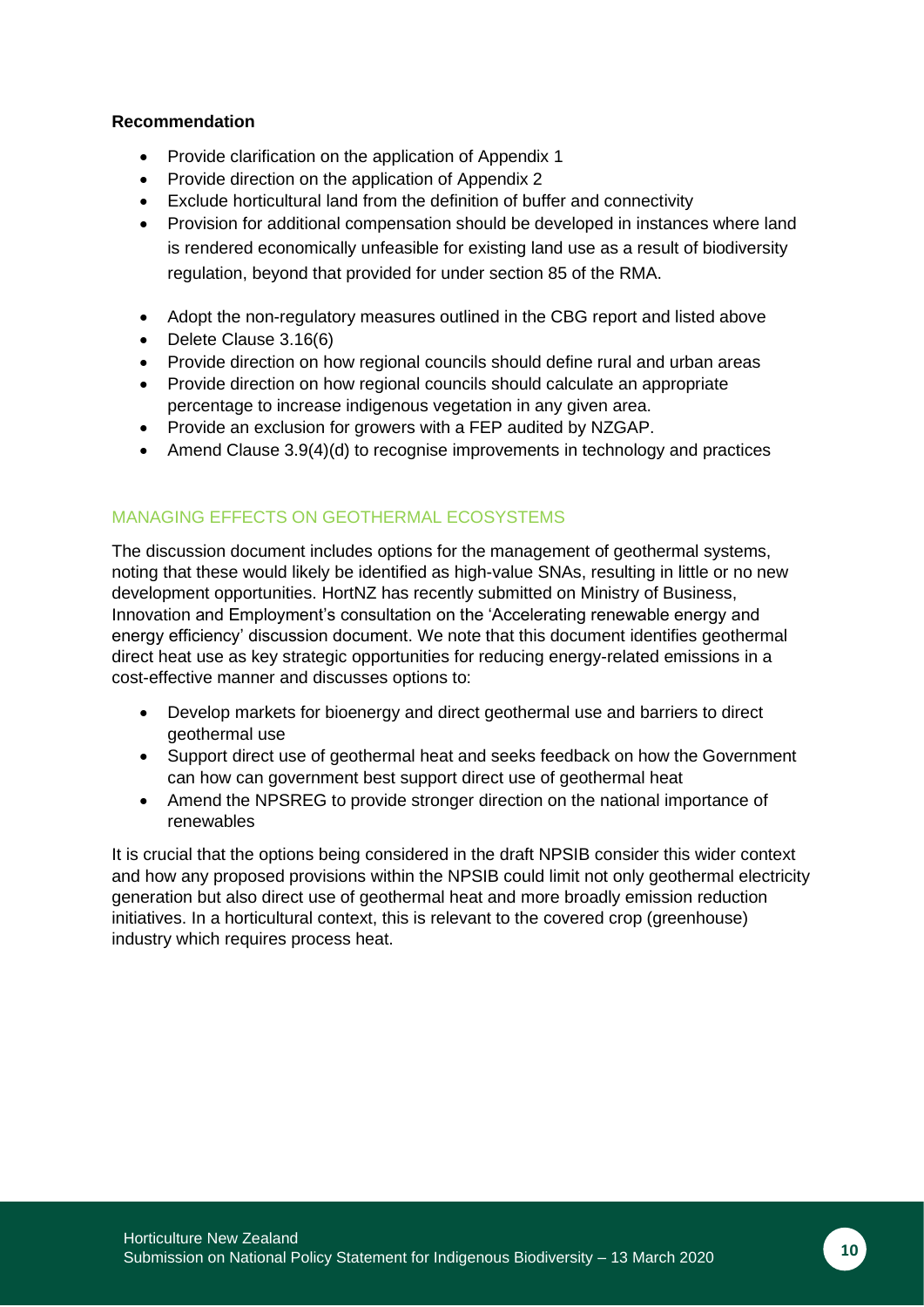**Recommendation**

- Provide clarification on the application of Appendix 1
- Provide direction on the application of Appendix 2
- Exclude horticultural land from the definition of buffer and connectivity
- Provision for additional compensation should be developed in instances where land is rendered economically unfeasible for existing land use as a result of biodiversity regulation, beyond that provided for under section 85 of the RMA.
- Adopt the non-regulatory measures outlined in the CBG report and listed above
- Delete Clause 3.16(6)
- Provide direction on how regional councils should define rural and urban areas
- Provide direction on how regional councils should calculate an appropriate percentage to increase indigenous vegetation in any given area.
- Provide an exclusion for growers with a FEP audited by NZGAP.
- Amend Clause 3.9(4)(d) to recognise improvements in technology and practices

## MANAGING EFFECTS ON GEOTHERMAL ECOSYSTEMS

The discussion document includes options for the management of geothermal systems, noting that these would likely be identified as high-value SNAs, resulting in little or no new development opportunities. HortNZ has recently submitted on Ministry of Business, Innovation and Employment's consultation on the 'Accelerating renewable energy and energy efficiency' discussion document. We note that this document identifies geothermal direct heat use as key strategic opportunities for reducing energy-related emissions in a cost-effective manner and discusses options to:

- Develop markets for bioenergy and direct geothermal use and barriers to direct geothermal use
- Support direct use of geothermal heat and seeks feedback on how the Government can how can government best support direct use of geothermal heat
- Amend the NPSREG to provide stronger direction on the national importance of renewables

It is crucial that the options being considered in the draft NPSIB consider this wider context and how any proposed provisions within the NPSIB could limit not only geothermal electricity generation but also direct use of geothermal heat and more broadly emission reduction initiatives. In a horticultural context, this is relevant to the covered crop (greenhouse) industry which requires process heat.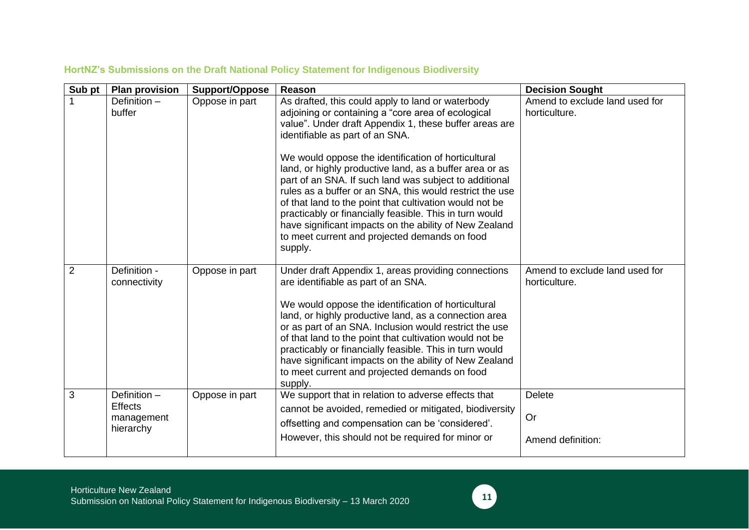**HortNZ's Submissions on the Draft National Policy Statement for Indigenous Biodiversity**

| Sub pt | Plan provision | Support/Oppose | Reason | Decision Sought |
|---|---|---|---|---|
| 1 | Definition – buffer | Oppose in part | As drafted, this could apply to land or waterbody adjoining or containing a "core area of ecological value". Under draft Appendix 1, these buffer areas are identifiable as part of an SNA.<br><br>We would oppose the identification of horticultural land, or highly productive land, as a buffer area or as part of an SNA. If such land was subject to additional rules as a buffer or an SNA, this would restrict the use of that land to the point that cultivation would not be practicably or financially feasible. This in turn would have significant impacts on the ability of New Zealand to meet current and projected demands on food supply. | Amend to exclude land used for horticulture. |
| 2 | Definition - connectivity | Oppose in part | Under draft Appendix 1, areas providing connections are identifiable as part of an SNA.<br><br>We would oppose the identification of horticultural land, or highly productive land, as a connection area or as part of an SNA. Inclusion would restrict the use of that land to the point that cultivation would not be practicably or financially feasible. This in turn would have significant impacts on the ability of New Zealand to meet current and projected demands on food supply. | Amend to exclude land used for horticulture. |
| 3 | Definition – Effects management hierarchy | Oppose in part | We support that in relation to adverse effects that cannot be avoided, remedied or mitigated, biodiversity offsetting and compensation can be 'considered'. However, this should not be required for minor or | Delete<br><br>Or<br><br>Amend definition: |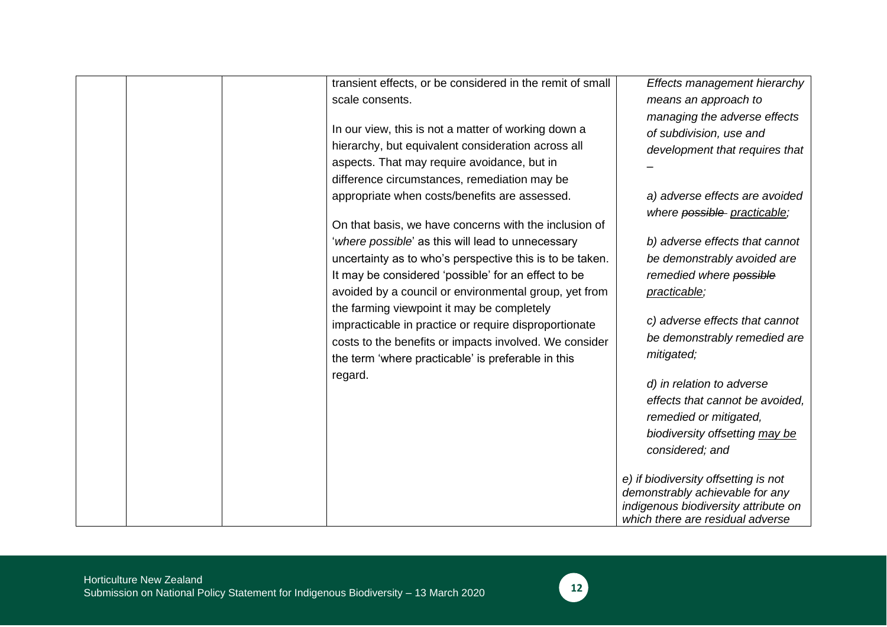| | | | transient effects, or be considered in the remit of small scale consents.<br><br>In our view, this is not a matter of working down a hierarchy, but equivalent consideration across all aspects. That may require avoidance, but in difference circumstances, remediation may be appropriate when costs/benefits are assessed.<br><br>On that basis, we have concerns with the inclusion of '*where possible*' as this will lead to unnecessary uncertainty as to who's perspective this is to be taken. It may be considered 'possible' for an effect to be avoided by a council or environmental group, yet from the farming viewpoint it may be completely impracticable in practice or require disproportionate costs to the benefits or impacts involved. We consider the term 'where practicable' is preferable in this regard. | *Effects management hierarchy means an approach to managing the adverse effects of subdivision, use and development that requires that –*<br><br>*a) adverse effects are avoided where ~~possible~~ practicable;*<br><br>*b) adverse effects that cannot be demonstrably avoided are remedied where ~~possible~~ practicable;*<br><br>*c) adverse effects that cannot be demonstrably remedied are mitigated;*<br><br>*d) in relation to adverse effects that cannot be avoided, remedied or mitigated, biodiversity offsetting may be considered; and*<br><br>*e) if biodiversity offsetting is not demonstrably achievable for any indigenous biodiversity attribute on which there are residual adverse* |
|---|---|---|---|---|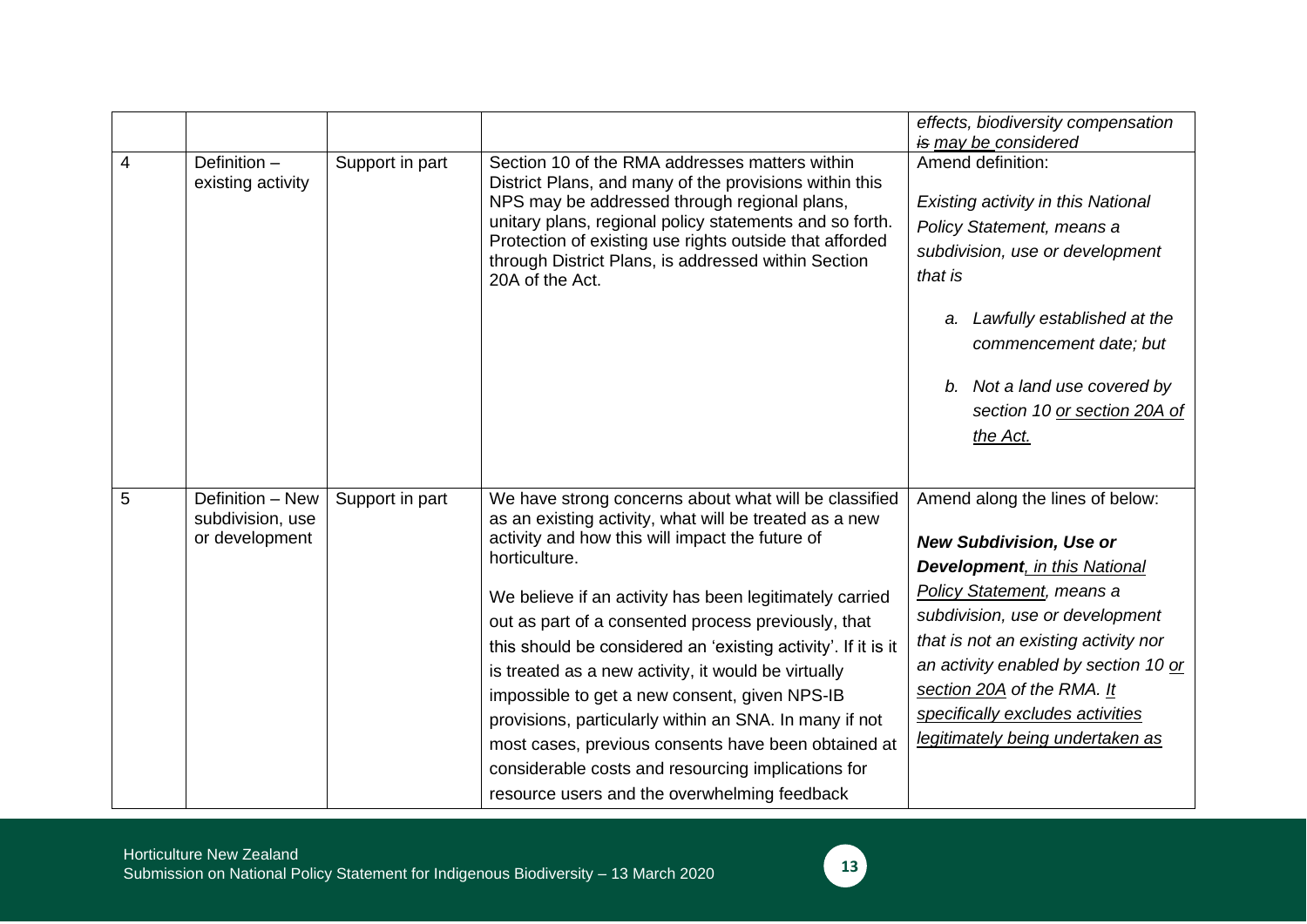| | | | | effects, biodiversity compensation ~~is~~ may be considered |
|---|---|---|---|---|
| 4 | Definition – existing activity | Support in part | Section 10 of the RMA addresses matters within District Plans, and many of the provisions within this NPS may be addressed through regional plans, unitary plans, regional policy statements and so forth. Protection of existing use rights outside that afforded through District Plans, is addressed within Section 20A of the Act. | Amend definition:<br><br>*Existing activity in this National Policy Statement, means a subdivision, use or development that is*<br><br>*a. Lawfully established at the commencement date; but*<br><br>*b. Not a land use covered by section 10 <u>or section 20A of the Act.</u>* |
| 5 | Definition – New subdivision, use or development | Support in part | We have strong concerns about what will be classified as an existing activity, what will be treated as a new activity and how this will impact the future of horticulture.<br><br>We believe if an activity has been legitimately carried out as part of a consented process previously, that this should be considered an 'existing activity'. If it is it is treated as a new activity, it would be virtually impossible to get a new consent, given NPS-IB provisions, particularly within an SNA. In many if not most cases, previous consents have been obtained at considerable costs and resourcing implications for resource users and the overwhelming feedback | Amend along the lines of below:<br><br>***New Subdivision, Use or Development**<u>, in this National Policy Statement</u>, means a subdivision, use or development that is not an existing activity nor an activity enabled by section 10 <u>or section 20A</u> of the RMA. <u>It specifically excludes activities legitimately being undertaken as</u>* |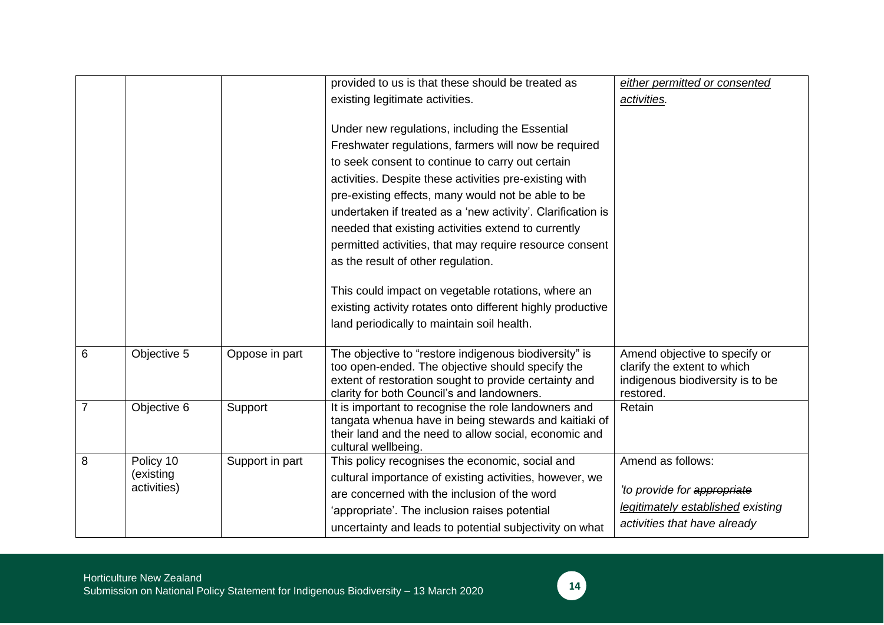| | | | | |
|---|---|---|---|---|
| | | | provided to us is that these should be treated as existing legitimate activities.<br><br>Under new regulations, including the Essential Freshwater regulations, farmers will now be required to seek consent to continue to carry out certain activities. Despite these activities pre-existing with pre-existing effects, many would not be able to be undertaken if treated as a 'new activity'. Clarification is needed that existing activities extend to currently permitted activities, that may require resource consent as the result of other regulation.<br><br>This could impact on vegetable rotations, where an existing activity rotates onto different highly productive land periodically to maintain soil health. | <u>*either permitted or consented activities.*</u> |
| 6 | Objective 5 | Oppose in part | The objective to "restore indigenous biodiversity" is too open-ended. The objective should specify the extent of restoration sought to provide certainty and clarity for both Council's and landowners. | Amend objective to specify or clarify the extent to which indigenous biodiversity is to be restored. |
| 7 | Objective 6 | Support | It is important to recognise the role landowners and tangata whenua have in being stewards and kaitiaki of their land and the need to allow social, economic and cultural wellbeing. | Retain |
| 8 | Policy 10 (existing activities) | Support in part | This policy recognises the economic, social and cultural importance of existing activities, however, we are concerned with the inclusion of the word 'appropriate'. The inclusion raises potential uncertainty and leads to potential subjectivity on what | Amend as follows:<br><br>*'to provide for ~~appropriate~~ <u>legitimately established</u> existing activities that have already* |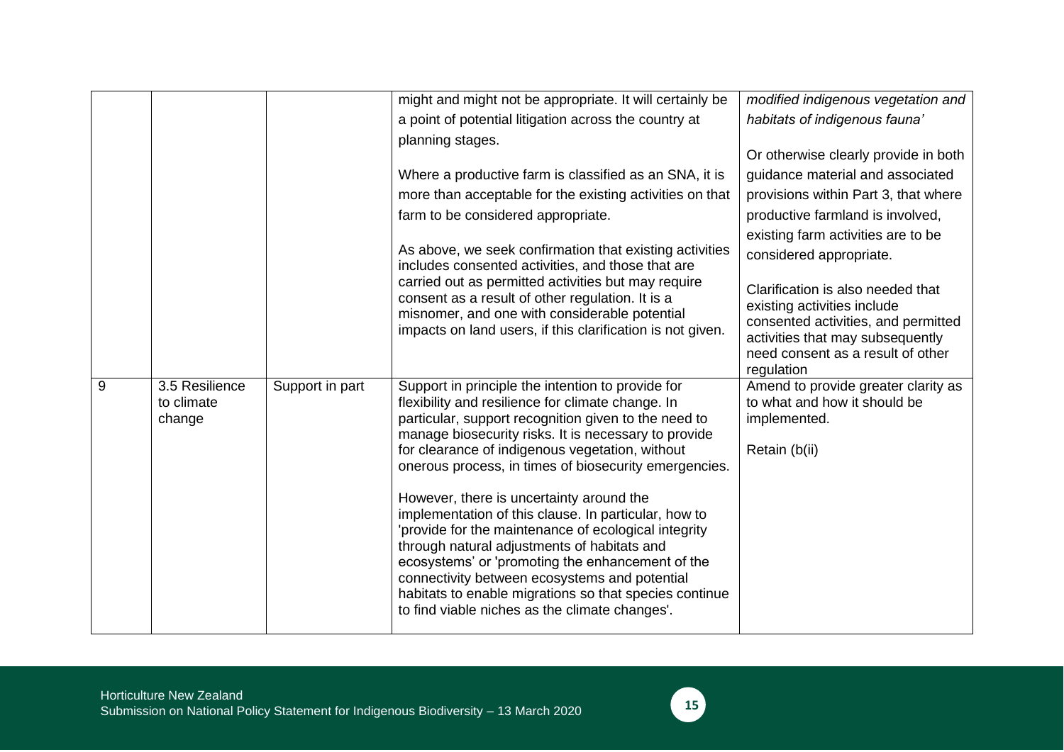| | | | | |
|---|---|---|---|---|
| | | | might and might not be appropriate. It will certainly be a point of potential litigation across the country at planning stages.<br><br>Where a productive farm is classified as an SNA, it is more than acceptable for the existing activities on that farm to be considered appropriate.<br><br>As above, we seek confirmation that existing activities includes consented activities, and those that are carried out as permitted activities but may require consent as a result of other regulation. It is a misnomer, and one with considerable potential impacts on land users, if this clarification is not given. | *modified indigenous vegetation and habitats of indigenous fauna'*<br><br>Or otherwise clearly provide in both guidance material and associated provisions within Part 3, that where productive farmland is involved, existing farm activities are to be considered appropriate.<br><br>Clarification is also needed that existing activities include consented activities, and permitted activities that may subsequently need consent as a result of other regulation |
| 9 | 3.5 Resilience to climate change | Support in part | Support in principle the intention to provide for flexibility and resilience for climate change. In particular, support recognition given to the need to manage biosecurity risks. It is necessary to provide for clearance of indigenous vegetation, without onerous process, in times of biosecurity emergencies.<br><br>However, there is uncertainty around the implementation of this clause. In particular, how to 'provide for the maintenance of ecological integrity through natural adjustments of habitats and ecosystems' or 'promoting the enhancement of the connectivity between ecosystems and potential habitats to enable migrations so that species continue to find viable niches as the climate changes'. | Amend to provide greater clarity as to what and how it should be implemented.<br><br>Retain (b(ii) |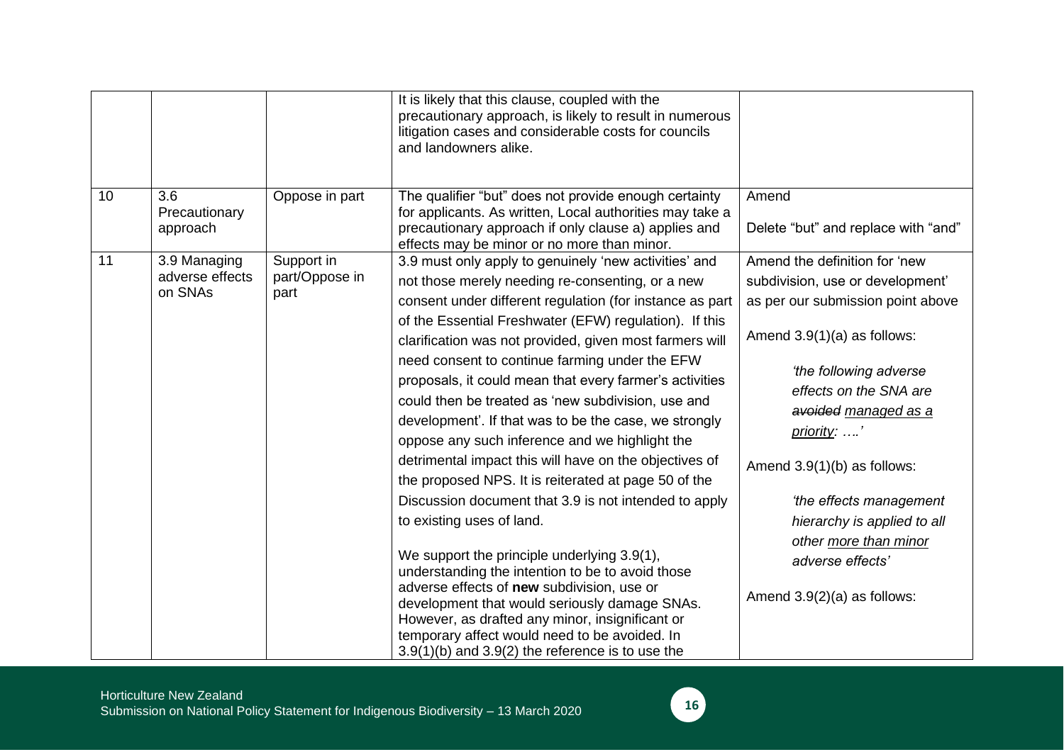| | | | | |
|---|---|---|---|---|
| | | | It is likely that this clause, coupled with the precautionary approach, is likely to result in numerous litigation cases and considerable costs for councils and landowners alike. | |
| 10 | 3.6 Precautionary approach | Oppose in part | The qualifier "but" does not provide enough certainty for applicants. As written, Local authorities may take a precautionary approach if only clause a) applies and effects may be minor or no more than minor. | Amend<br><br>Delete "but" and replace with "and" |
| 11 | 3.9 Managing adverse effects on SNAs | Support in part/Oppose in part | 3.9 must only apply to genuinely 'new activities' and not those merely needing re-consenting, or a new consent under different regulation (for instance as part of the Essential Freshwater (EFW) regulation). If this clarification was not provided, given most farmers will need consent to continue farming under the EFW proposals, it could mean that every farmer's activities could then be treated as 'new subdivision, use and development'. If that was to be the case, we strongly oppose any such inference and we highlight the detrimental impact this will have on the objectives of the proposed NPS. It is reiterated at page 50 of the Discussion document that 3.9 is not intended to apply to existing uses of land.<br><br>We support the principle underlying 3.9(1), understanding the intention to be to avoid those adverse effects of **new** subdivision, use or development that would seriously damage SNAs. However, as drafted any minor, insignificant or temporary affect would need to be avoided. In 3.9(1)(b) and 3.9(2) the reference is to use the | Amend the definition for 'new subdivision, use or development' as per our submission point above<br><br>Amend 3.9(1)(a) as follows:<br><br>*'the following adverse effects on the SNA are ~~avoided~~ <u>managed as a priority</u>: ….'*<br><br>Amend 3.9(1)(b) as follows:<br><br>*'the effects management hierarchy is applied to all other <u>more than minor</u> adverse effects'*<br><br>Amend 3.9(2)(a) as follows: |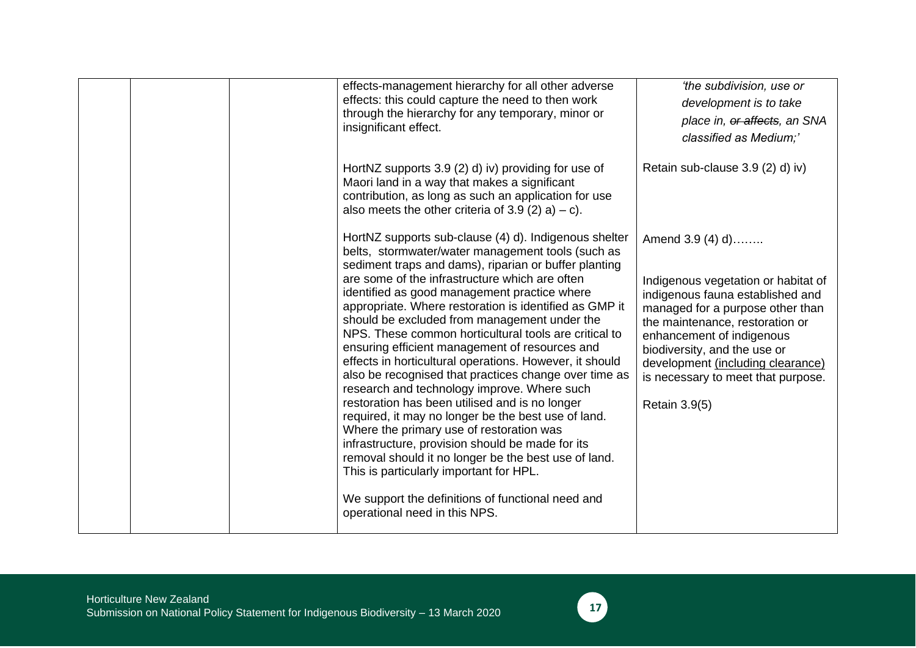| | | | | |
|---|---|---|---|---|
| | | | effects-management hierarchy for all other adverse effects: this could capture the need to then work through the hierarchy for any temporary, minor or insignificant effect.<br><br>HortNZ supports 3.9 (2) d) iv) providing for use of Maori land in a way that makes a significant contribution, as long as such an application for use also meets the other criteria of 3.9 (2) a) – c).<br><br>HortNZ supports sub-clause (4) d). Indigenous shelter belts, stormwater/water management tools (such as sediment traps and dams), riparian or buffer planting are some of the infrastructure which are often identified as good management practice where appropriate. Where restoration is identified as GMP it should be excluded from management under the NPS. These common horticultural tools are critical to ensuring efficient management of resources and effects in horticultural operations. However, it should also be recognised that practices change over time as research and technology improve. Where such restoration has been utilised and is no longer required, it may no longer be the best use of land. Where the primary use of restoration was infrastructure, provision should be made for its removal should it no longer be the best use of land. This is particularly important for HPL.<br><br>We support the definitions of functional need and operational need in this NPS. | *'the subdivision, use or development is to take place in, ~~or affects~~, an SNA classified as Medium;'*<br><br>Retain sub-clause 3.9 (2) d) iv)<br><br>Amend 3.9 (4) d)……..<br><br>Indigenous vegetation or habitat of indigenous fauna established and managed for a purpose other than the maintenance, restoration or enhancement of indigenous biodiversity, and the use or development <u>(including clearance)</u> is necessary to meet that purpose.<br><br>Retain 3.9(5) |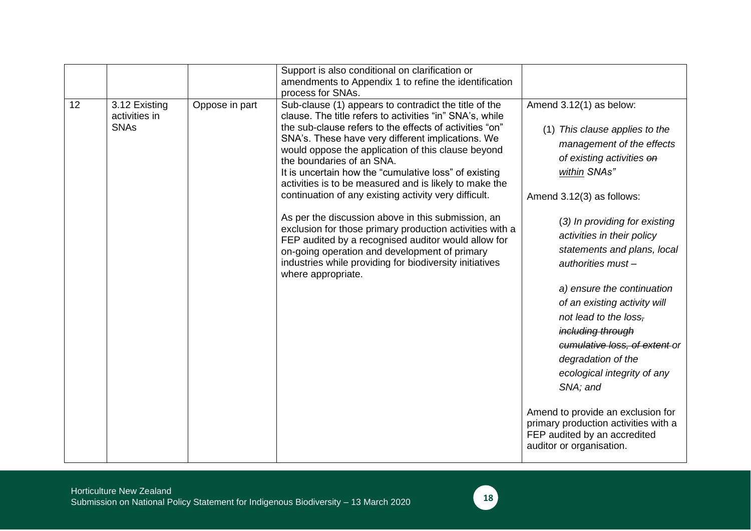| | | | | |
|---|---|---|---|---|
| | | | Support is also conditional on clarification or amendments to Appendix 1 to refine the identification process for SNAs. | |
| 12 | 3.12 Existing activities in SNAs | Oppose in part | Sub-clause (1) appears to contradict the title of the clause. The title refers to activities "in" SNA's, while the sub-clause refers to the effects of activities "on" SNA's. These have very different implications. We would oppose the application of this clause beyond the boundaries of an SNA.<br>It is uncertain how the "cumulative loss" of existing activities is to be measured and is likely to make the continuation of any existing activity very difficult.<br><br>As per the discussion above in this submission, an exclusion for those primary production activities with a FEP audited by a recognised auditor would allow for on-going operation and development of primary industries while providing for biodiversity initiatives where appropriate. | Amend 3.12(1) as below:<br><br>*(1) This clause applies to the management of the effects of existing activities ~~on~~ <u>within</u> SNAs"*<br><br>Amend 3.12(3) as follows:<br><br>*(3) In providing for existing activities in their policy statements and plans, local authorities must –*<br><br>*a) ensure the continuation of an existing activity will not lead to the loss~~, including through cumulative loss, of extent~~ or degradation of the ecological integrity of any SNA; and*<br><br>Amend to provide an exclusion for primary production activities with a FEP audited by an accredited auditor or organisation. |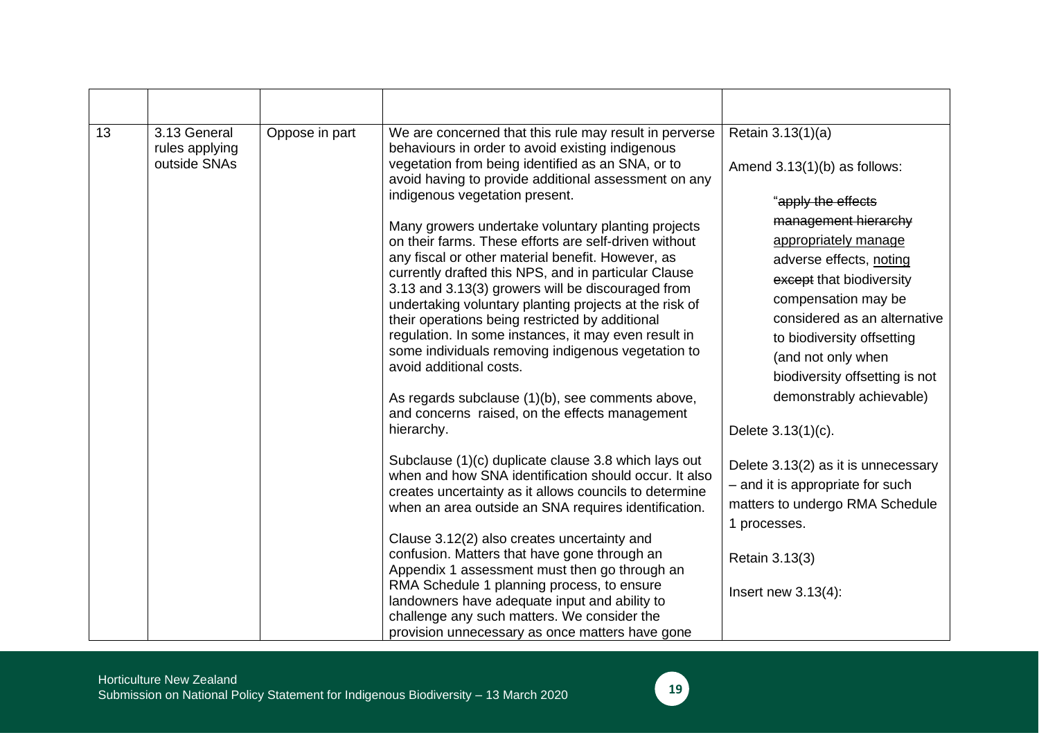| | | | | |
|---|---|---|---|---|
| 13 | 3.13 General rules applying outside SNAs | Oppose in part | We are concerned that this rule may result in perverse behaviours in order to avoid existing indigenous vegetation from being identified as an SNA, or to avoid having to provide additional assessment on any indigenous vegetation present.<br><br>Many growers undertake voluntary planting projects on their farms. These efforts are self-driven without any fiscal or other material benefit. However, as currently drafted this NPS, and in particular Clause 3.13 and 3.13(3) growers will be discouraged from undertaking voluntary planting projects at the risk of their operations being restricted by additional regulation. In some instances, it may even result in some individuals removing indigenous vegetation to avoid additional costs.<br><br>As regards subclause (1)(b), see comments above, and concerns raised, on the effects management hierarchy.<br><br>Subclause (1)(c) duplicate clause 3.8 which lays out when and how SNA identification should occur. It also creates uncertainty as it allows councils to determine when an area outside an SNA requires identification.<br><br>Clause 3.12(2) also creates uncertainty and confusion. Matters that have gone through an Appendix 1 assessment must then go through an RMA Schedule 1 planning process, to ensure landowners have adequate input and ability to challenge any such matters. We consider the provision unnecessary as once matters have gone | Retain 3.13(1)(a)<br><br>Amend 3.13(1)(b) as follows:<br><br>"~~apply the effects management hierarchy~~ <u>appropriately manage</u> adverse effects, <u>noting</u> ~~except~~ that biodiversity compensation may be considered as an alternative to biodiversity offsetting (and not only when biodiversity offsetting is not demonstrably achievable)<br><br>Delete 3.13(1)(c).<br><br>Delete 3.13(2) as it is unnecessary – and it is appropriate for such matters to undergo RMA Schedule 1 processes.<br><br>Retain 3.13(3)<br><br>Insert new 3.13(4): |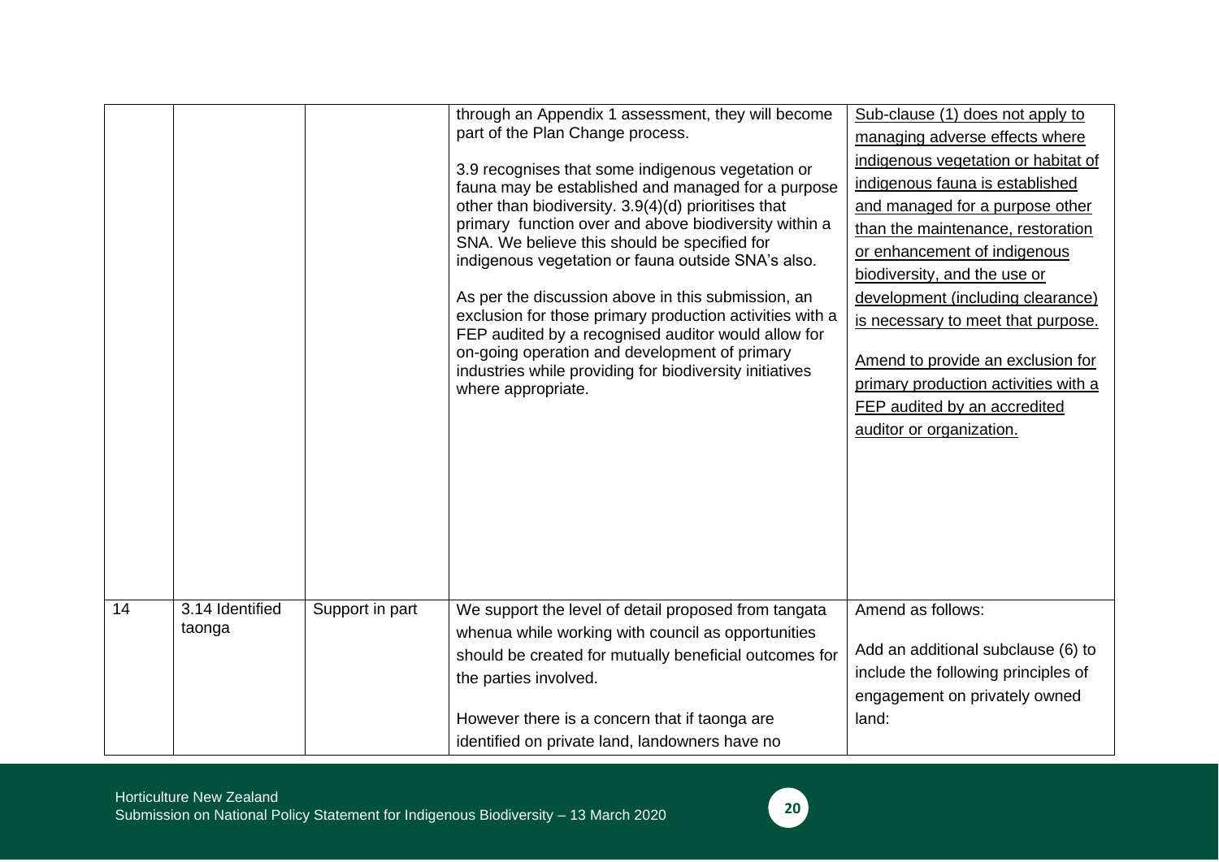| | | | | |
|---|---|---|---|---|
| | | | through an Appendix 1 assessment, they will become part of the Plan Change process.<br><br>3.9 recognises that some indigenous vegetation or fauna may be established and managed for a purpose other than biodiversity. 3.9(4)(d) prioritises that primary function over and above biodiversity within a SNA. We believe this should be specified for indigenous vegetation or fauna outside SNA's also.<br><br>As per the discussion above in this submission, an exclusion for those primary production activities with a FEP audited by a recognised auditor would allow for on-going operation and development of primary industries while providing for biodiversity initiatives where appropriate. | Sub-clause (1) does not apply to managing adverse effects where indigenous vegetation or habitat of indigenous fauna is established and managed for a purpose other than the maintenance, restoration or enhancement of indigenous biodiversity, and the use or development (including clearance) is necessary to meet that purpose.<br><br>Amend to provide an exclusion for primary production activities with a FEP audited by an accredited auditor or organization. |
| 14 | 3.14 Identified taonga | Support in part | We support the level of detail proposed from tangata whenua while working with council as opportunities should be created for mutually beneficial outcomes for the parties involved.<br><br>However there is a concern that if taonga are identified on private land, landowners have no | Amend as follows:<br><br>Add an additional subclause (6) to include the following principles of engagement on privately owned land: |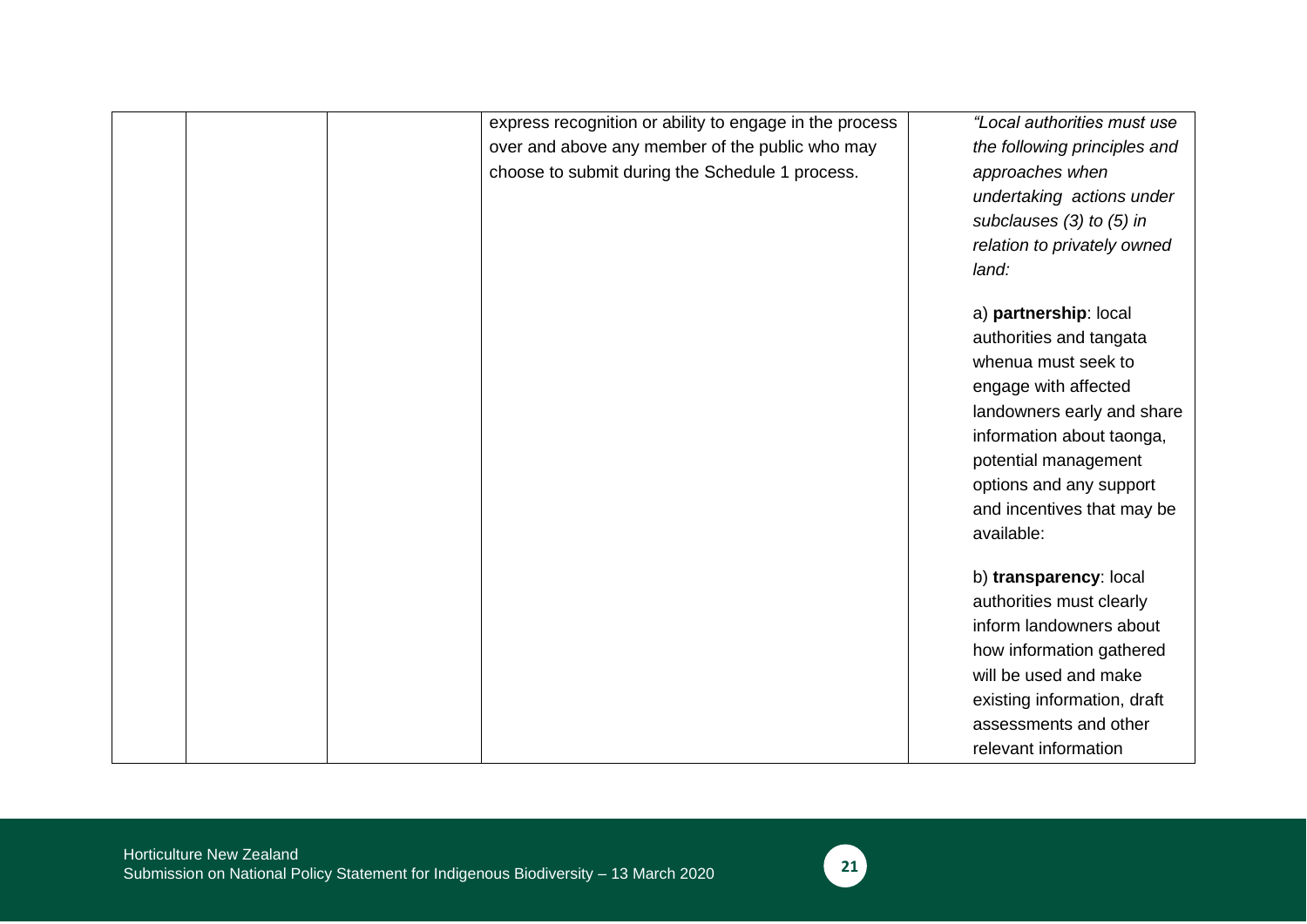| | | | | |
|---|---|---|---|---|
| | | | express recognition or ability to engage in the process over and above any member of the public who may choose to submit during the Schedule 1 process. | *"Local authorities must use the following principles and approaches when undertaking actions under subclauses (3) to (5) in relation to privately owned land:*<br><br>a) **partnership**: local authorities and tangata whenua must seek to engage with affected landowners early and share information about taonga, potential management options and any support and incentives that may be available:<br><br>b) **transparency**: local authorities must clearly inform landowners about how information gathered will be used and make existing information, draft assessments and other relevant information |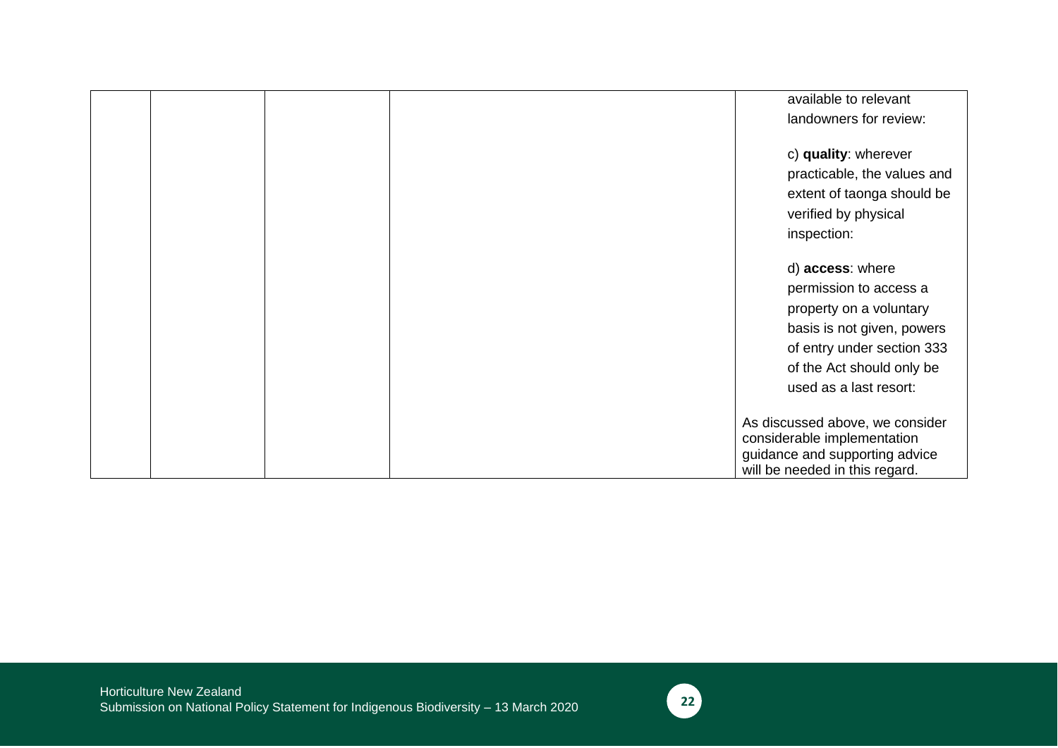| | | | | |
|---|---|---|---|---|
| | | | | available to relevant landowners for review:<br><br>c) **quality**: wherever practicable, the values and extent of taonga should be verified by physical inspection:<br><br>d) **access**: where permission to access a property on a voluntary basis is not given, powers of entry under section 333 of the Act should only be used as a last resort:<br><br>As discussed above, we consider considerable implementation guidance and supporting advice will be needed in this regard. |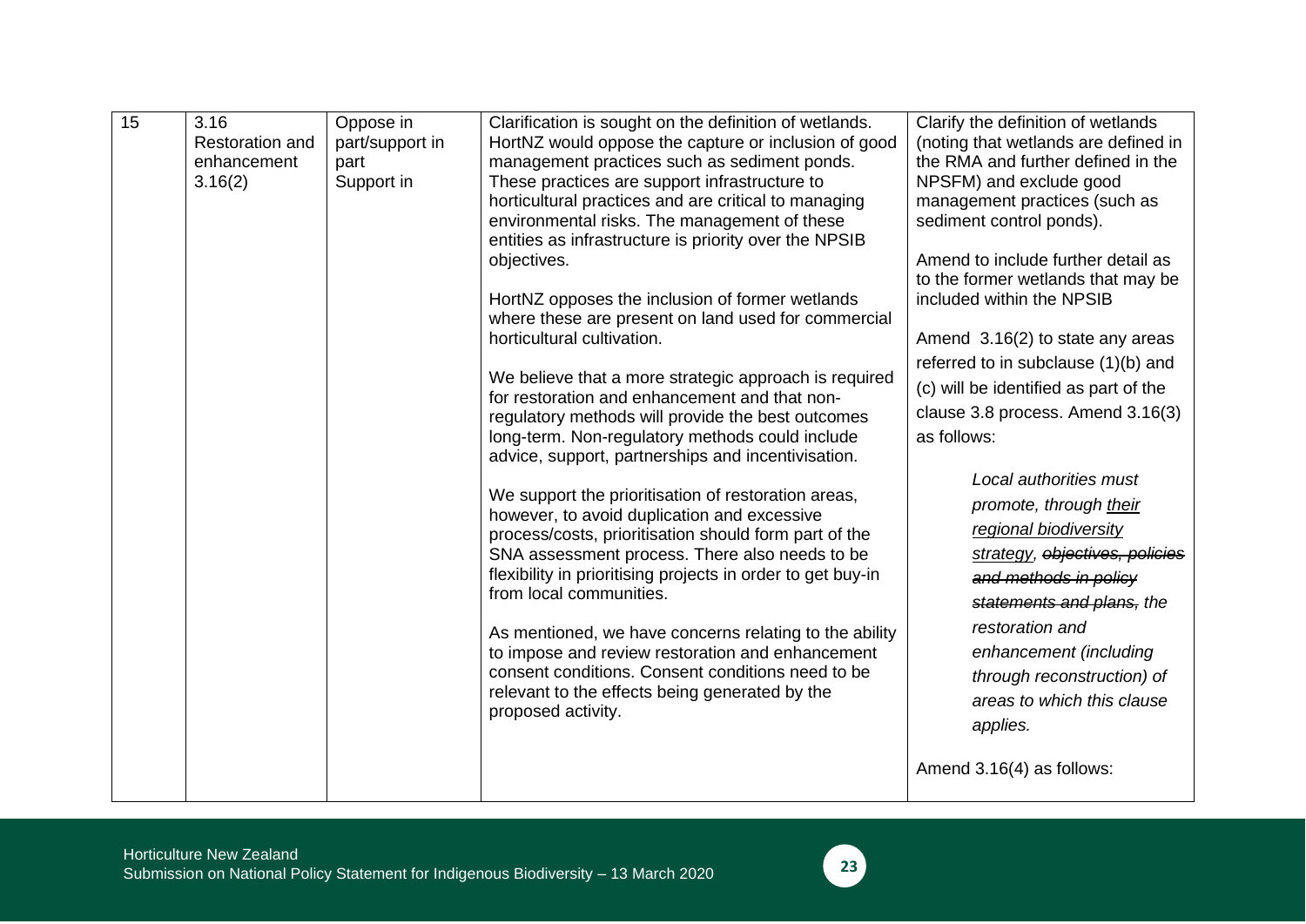| 15 | 3.16 Restoration and enhancement 3.16(2) | Oppose in part/support in part Support in | Clarification is sought on the definition of wetlands. HortNZ would oppose the capture or inclusion of good management practices such as sediment ponds. These practices are support infrastructure to horticultural practices and are critical to managing environmental risks. The management of these entities as infrastructure is priority over the NPSIB objectives.<br><br>HortNZ opposes the inclusion of former wetlands where these are present on land used for commercial horticultural cultivation.<br><br>We believe that a more strategic approach is required for restoration and enhancement and that non-regulatory methods will provide the best outcomes long-term. Non-regulatory methods could include advice, support, partnerships and incentivisation.<br><br>We support the prioritisation of restoration areas, however, to avoid duplication and excessive process/costs, prioritisation should form part of the SNA assessment process. There also needs to be flexibility in prioritising projects in order to get buy-in from local communities.<br><br>As mentioned, we have concerns relating to the ability to impose and review restoration and enhancement consent conditions. Consent conditions need to be relevant to the effects being generated by the proposed activity. | Clarify the definition of wetlands (noting that wetlands are defined in the RMA and further defined in the NPSFM) and exclude good management practices (such as sediment control ponds).<br><br>Amend to include further detail as to the former wetlands that may be included within the NPSIB<br><br>Amend 3.16(2) to state any areas referred to in subclause (1)(b) and (c) will be identified as part of the clause 3.8 process. Amend 3.16(3) as follows:<br><br>*Local authorities must promote, through <u>their regional biodiversity strategy</u>, ~~objectives, policies and methods in policy statements and plans,~~ the restoration and enhancement (including through reconstruction) of areas to which this clause applies.*<br><br>Amend 3.16(4) as follows: |
|---|---|---|---|---|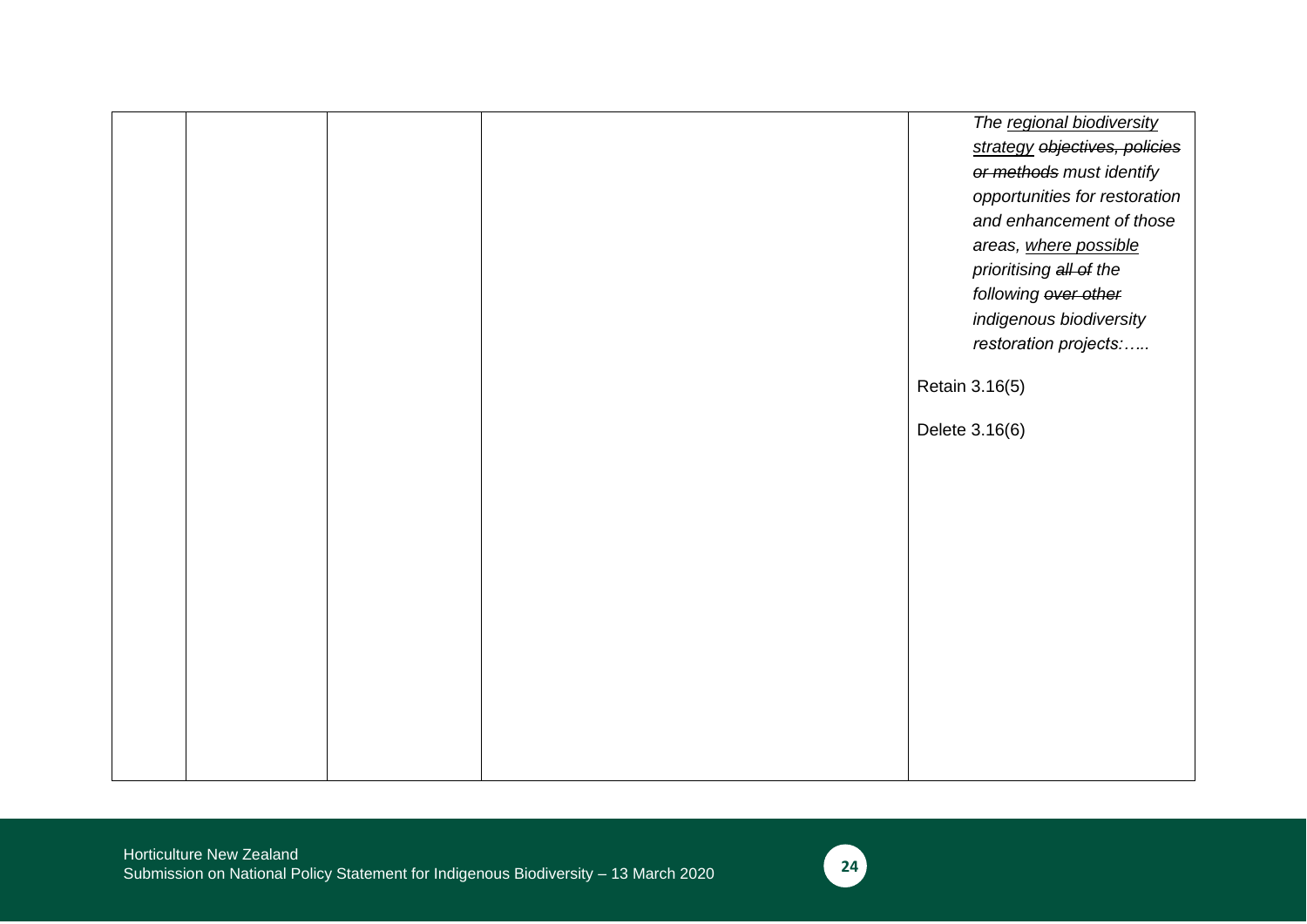| | | | | |
|---|---|---|---|---|
| | | | | *The <u>regional biodiversity strategy</u> ~~objectives, policies or methods~~ must identify opportunities for restoration and enhancement of those areas, <u>where possible</u> prioritising ~~all of~~ the following ~~over other~~ indigenous biodiversity restoration projects:…..* <br><br> Retain 3.16(5) <br><br> Delete 3.16(6) |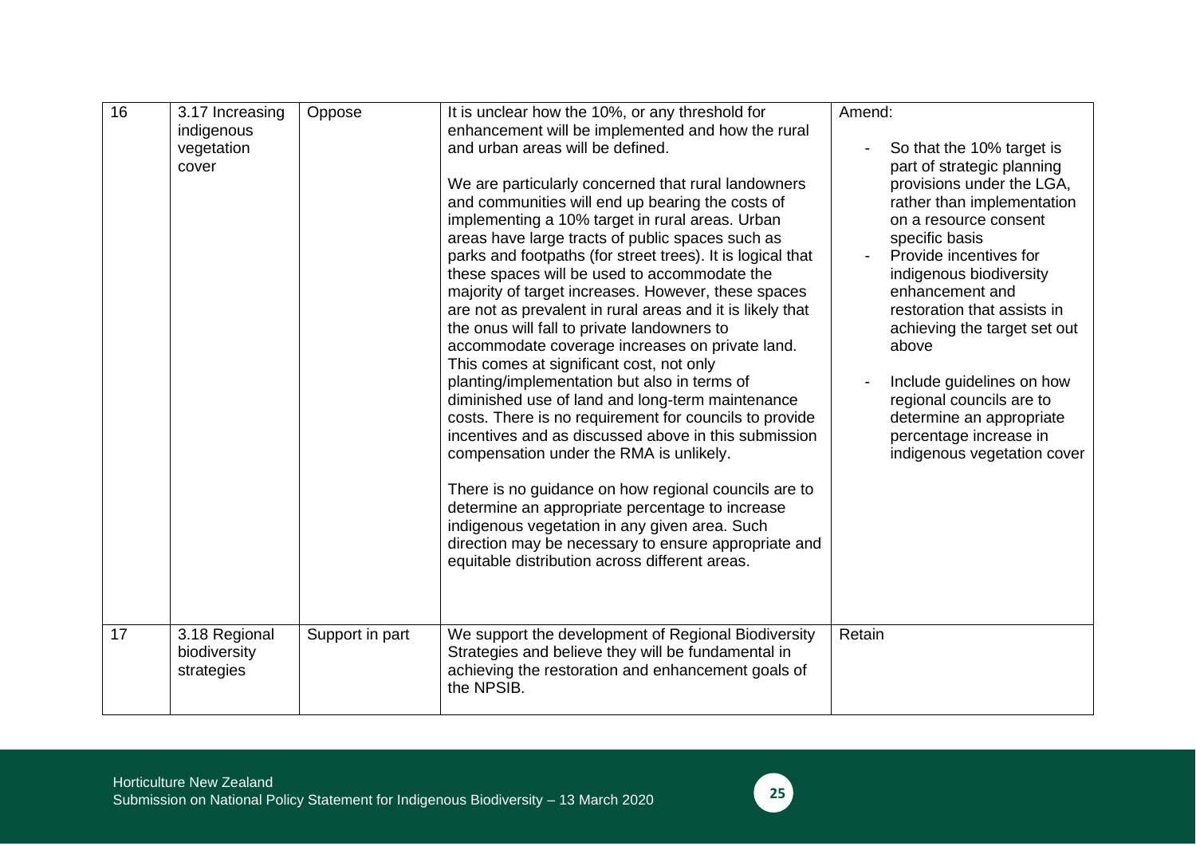| | | | | |
|---|---|---|---|---|
| 16 | 3.17 Increasing indigenous vegetation cover | Oppose | It is unclear how the 10%, or any threshold for enhancement will be implemented and how the rural and urban areas will be defined.<br><br>We are particularly concerned that rural landowners and communities will end up bearing the costs of implementing a 10% target in rural areas. Urban areas have large tracts of public spaces such as parks and footpaths (for street trees). It is logical that these spaces will be used to accommodate the majority of target increases. However, these spaces are not as prevalent in rural areas and it is likely that the onus will fall to private landowners to accommodate coverage increases on private land. This comes at significant cost, not only planting/implementation but also in terms of diminished use of land and long-term maintenance costs. There is no requirement for councils to provide incentives and as discussed above in this submission compensation under the RMA is unlikely.<br><br>There is no guidance on how regional councils are to determine an appropriate percentage to increase indigenous vegetation in any given area. Such direction may be necessary to ensure appropriate and equitable distribution across different areas. | Amend:<br>- So that the 10% target is part of strategic planning provisions under the LGA, rather than implementation on a resource consent specific basis<br>- Provide incentives for indigenous biodiversity enhancement and restoration that assists in achieving the target set out above<br>- Include guidelines on how regional councils are to determine an appropriate percentage increase in indigenous vegetation cover |
| 17 | 3.18 Regional biodiversity strategies | Support in part | We support the development of Regional Biodiversity Strategies and believe they will be fundamental in achieving the restoration and enhancement goals of the NPSIB. | Retain |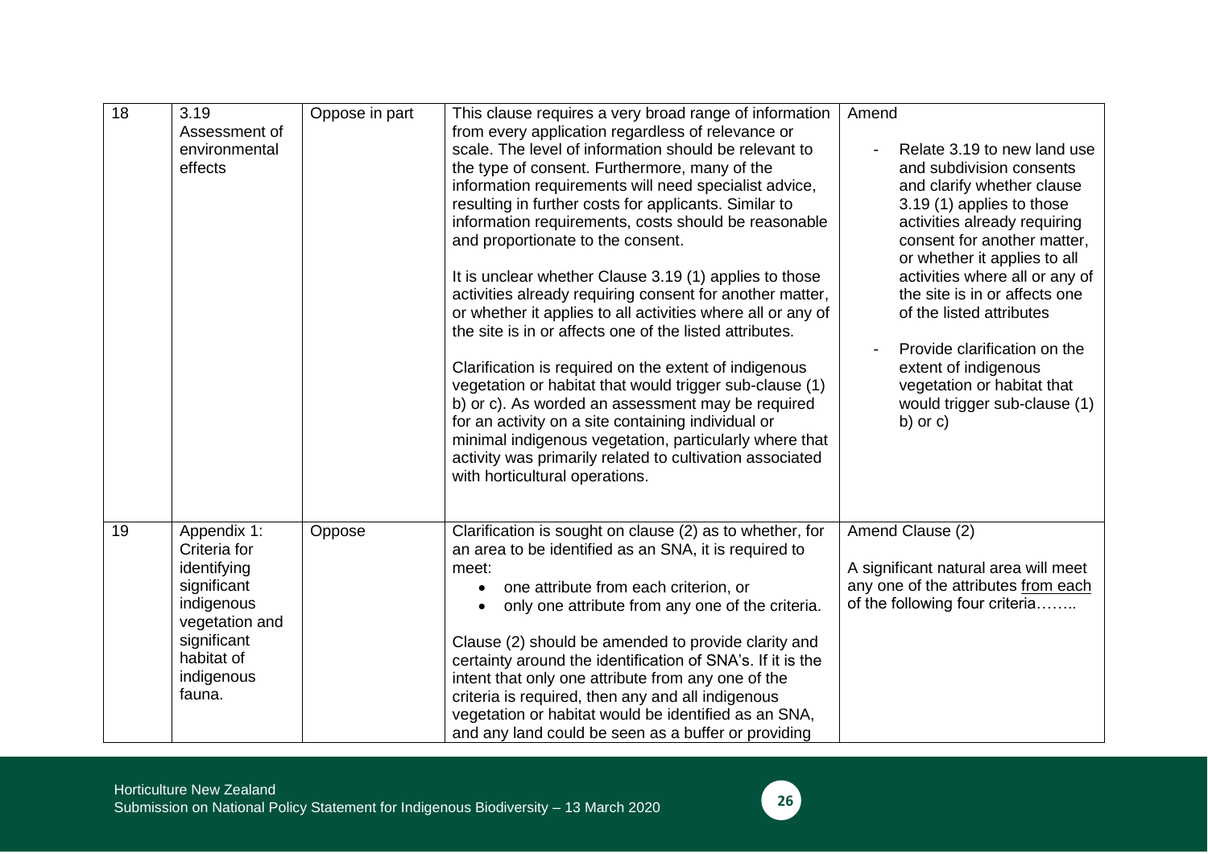| 18 | 3.19 Assessment of environmental effects | Oppose in part | This clause requires a very broad range of information from every application regardless of relevance or scale. The level of information should be relevant to the type of consent. Furthermore, many of the information requirements will need specialist advice, resulting in further costs for applicants. Similar to information requirements, costs should be reasonable and proportionate to the consent.<br><br>It is unclear whether Clause 3.19 (1) applies to those activities already requiring consent for another matter, or whether it applies to all activities where all or any of the site is in or affects one of the listed attributes.<br><br>Clarification is required on the extent of indigenous vegetation or habitat that would trigger sub-clause (1) b) or c). As worded an assessment may be required for an activity on a site containing individual or minimal indigenous vegetation, particularly where that activity was primarily related to cultivation associated with horticultural operations. | Amend<br><br>- Relate 3.19 to new land use and subdivision consents and clarify whether clause 3.19 (1) applies to those activities already requiring consent for another matter, or whether it applies to all activities where all or any of the site is in or affects one of the listed attributes<br><br>- Provide clarification on the extent of indigenous vegetation or habitat that would trigger sub-clause (1) b) or c) |
|---|---|---|---|---|
| 19 | Appendix 1: Criteria for identifying significant indigenous vegetation and significant habitat of indigenous fauna. | Oppose | Clarification is sought on clause (2) as to whether, for an area to be identified as an SNA, it is required to meet:<br>• one attribute from each criterion, or<br>• only one attribute from any one of the criteria.<br><br>Clause (2) should be amended to provide clarity and certainty around the identification of SNA's. If it is the intent that only one attribute from any one of the criteria is required, then any and all indigenous vegetation or habitat would be identified as an SNA, and any land could be seen as a buffer or providing | Amend Clause (2)<br><br>A significant natural area will meet any one of the attributes from each of the following four criteria…….. |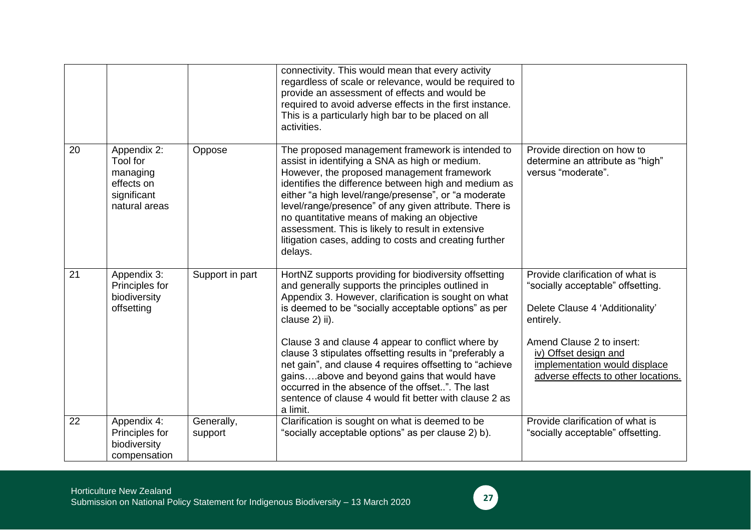| | | | | |
|---|---|---|---|---|
| | | | connectivity. This would mean that every activity regardless of scale or relevance, would be required to provide an assessment of effects and would be required to avoid adverse effects in the first instance. This is a particularly high bar to be placed on all activities. | |
| 20 | Appendix 2: Tool for managing effects on significant natural areas | Oppose | The proposed management framework is intended to assist in identifying a SNA as high or medium. However, the proposed management framework identifies the difference between high and medium as either "a high level/range/presense", or "a moderate level/range/presence" of any given attribute. There is no quantitative means of making an objective assessment. This is likely to result in extensive litigation cases, adding to costs and creating further delays. | Provide direction on how to determine an attribute as "high" versus "moderate". |
| 21 | Appendix 3: Principles for biodiversity offsetting | Support in part | HortNZ supports providing for biodiversity offsetting and generally supports the principles outlined in Appendix 3. However, clarification is sought on what is deemed to be "socially acceptable options" as per clause 2) ii).<br><br>Clause 3 and clause 4 appear to conflict where by clause 3 stipulates offsetting results in "preferably a net gain", and clause 4 requires offsetting to "achieve gains….above and beyond gains that would have occurred in the absence of the offset..". The last sentence of clause 4 would fit better with clause 2 as a limit. | Provide clarification of what is "socially acceptable" offsetting.<br><br>Delete Clause 4 'Additionality' entirely.<br><br>Amend Clause 2 to insert:<br><u>iv) Offset design and implementation would displace adverse effects to other locations.</u> |
| 22 | Appendix 4: Principles for biodiversity compensation | Generally, support | Clarification is sought on what is deemed to be "socially acceptable options" as per clause 2) b). | Provide clarification of what is "socially acceptable" offsetting. |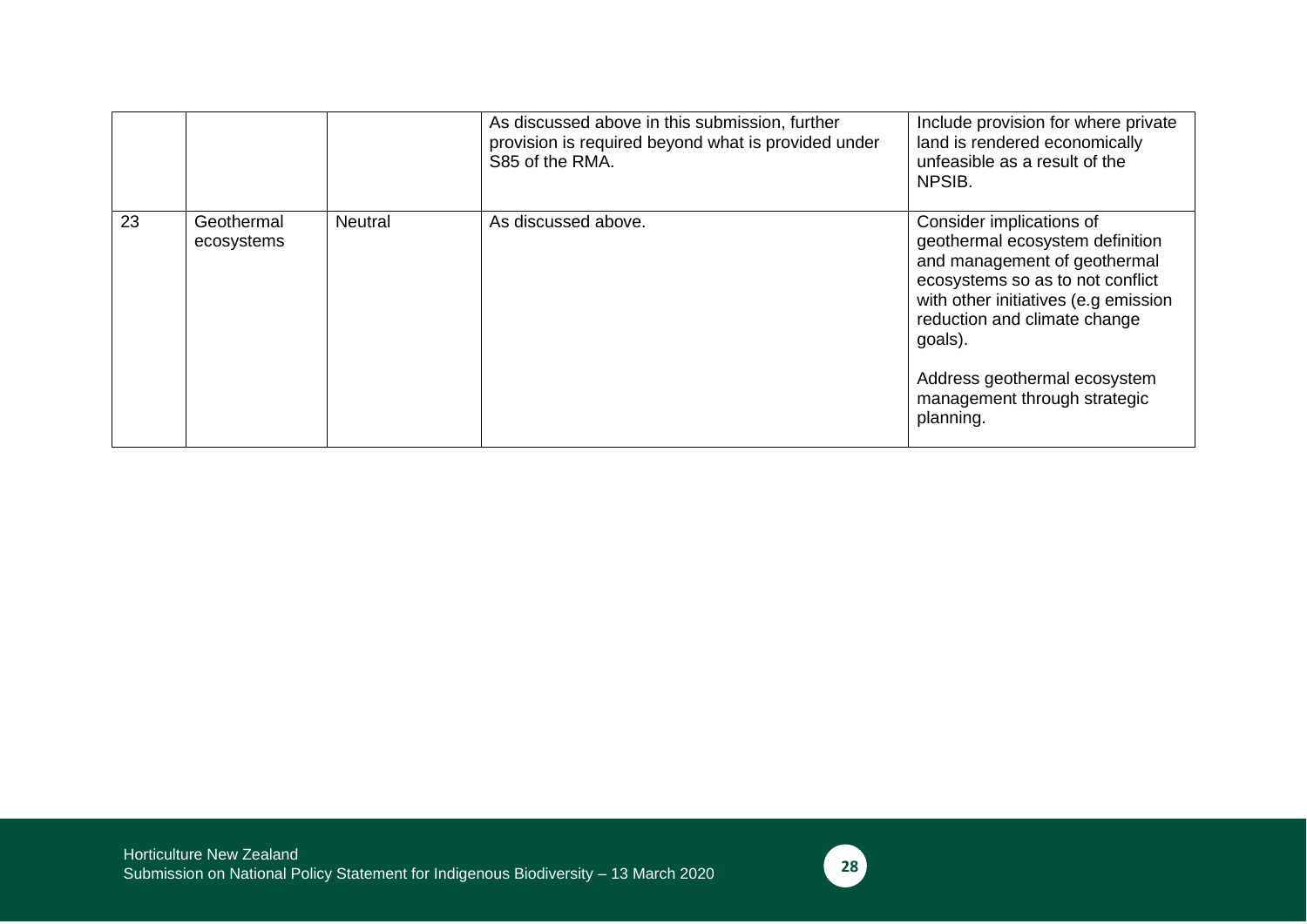| | | | | |
|---|---|---|---|---|
| | | | As discussed above in this submission, further provision is required beyond what is provided under S85 of the RMA. | Include provision for where private land is rendered economically unfeasible as a result of the NPSIB. |
| 23 | Geothermal ecosystems | Neutral | As discussed above. | Consider implications of geothermal ecosystem definition and management of geothermal ecosystems so as to not conflict with other initiatives (e.g emission reduction and climate change goals).<br><br>Address geothermal ecosystem management through strategic planning. |